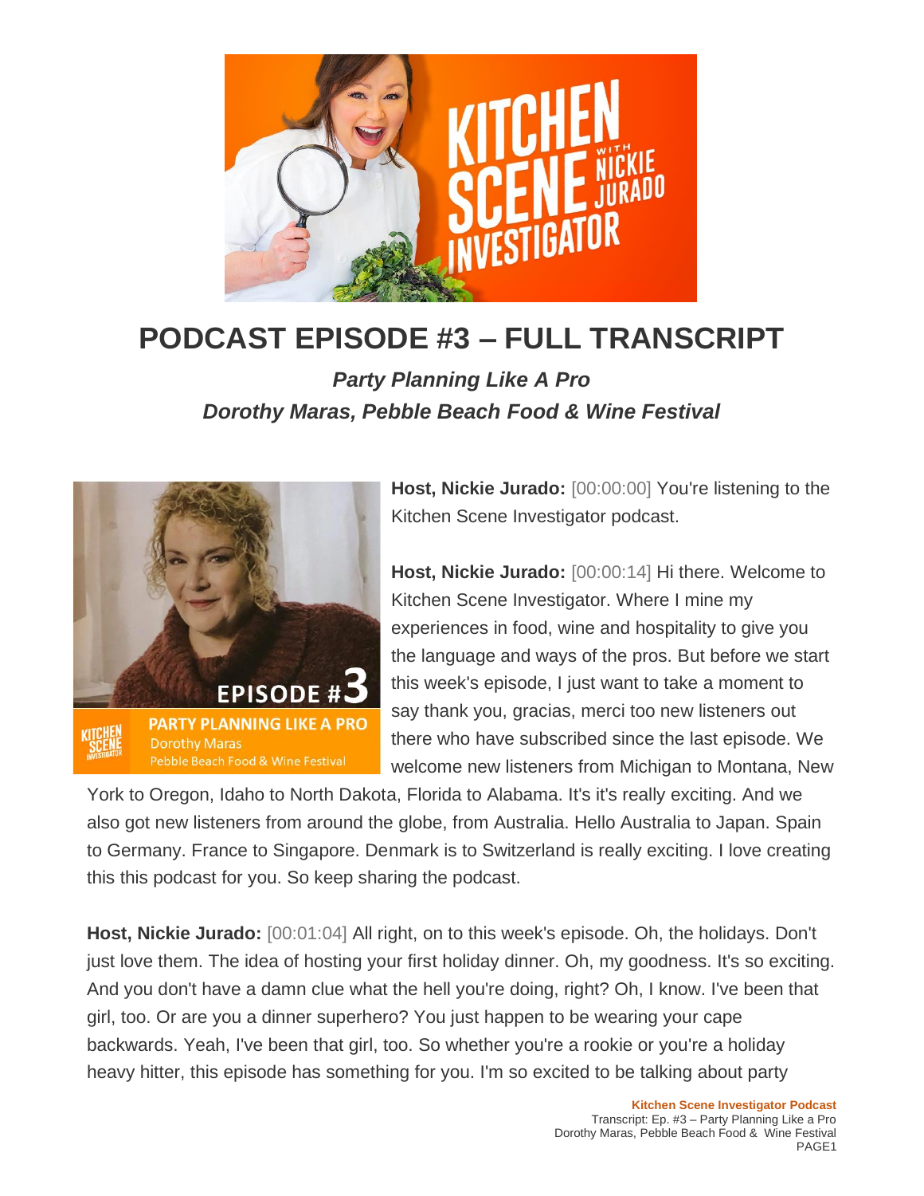# PODCAST EPISODE #3 – FULL TRANSCRIPT

## *Party Planning Like A Pro*
## *Dorothy Maras, Pebble Beach Food & Wine Festival*

**Host, Nickie Jurado:** [00:00:00] You're listening to the Kitchen Scene Investigator podcast.

**Host, Nickie Jurado:** [00:00:14] Hi there. Welcome to Kitchen Scene Investigator. Where I mine my experiences in food, wine and hospitality to give you the language and ways of the pros. But before we start this week's episode, I just want to take a moment to say thank you, gracias, merci too new listeners out there who have subscribed since the last episode. We welcome new listeners from Michigan to Montana, New York to Oregon, Idaho to North Dakota, Florida to Alabama. It's it's really exciting. And we also got new listeners from around the globe, from Australia. Hello Australia to Japan. Spain to Germany. France to Singapore. Denmark is to Switzerland is really exciting. I love creating this this podcast for you. So keep sharing the podcast.

**Host, Nickie Jurado:** [00:01:04] All right, on to this week's episode. Oh, the holidays. Don't just love them. The idea of hosting your first holiday dinner. Oh, my goodness. It's so exciting. And you don't have a damn clue what the hell you're doing, right? Oh, I know. I've been that girl, too. Or are you a dinner superhero? You just happen to be wearing your cape backwards. Yeah, I've been that girl, too. So whether you're a rookie or you're a holiday heavy hitter, this episode has something for you. I'm so excited to be talking about party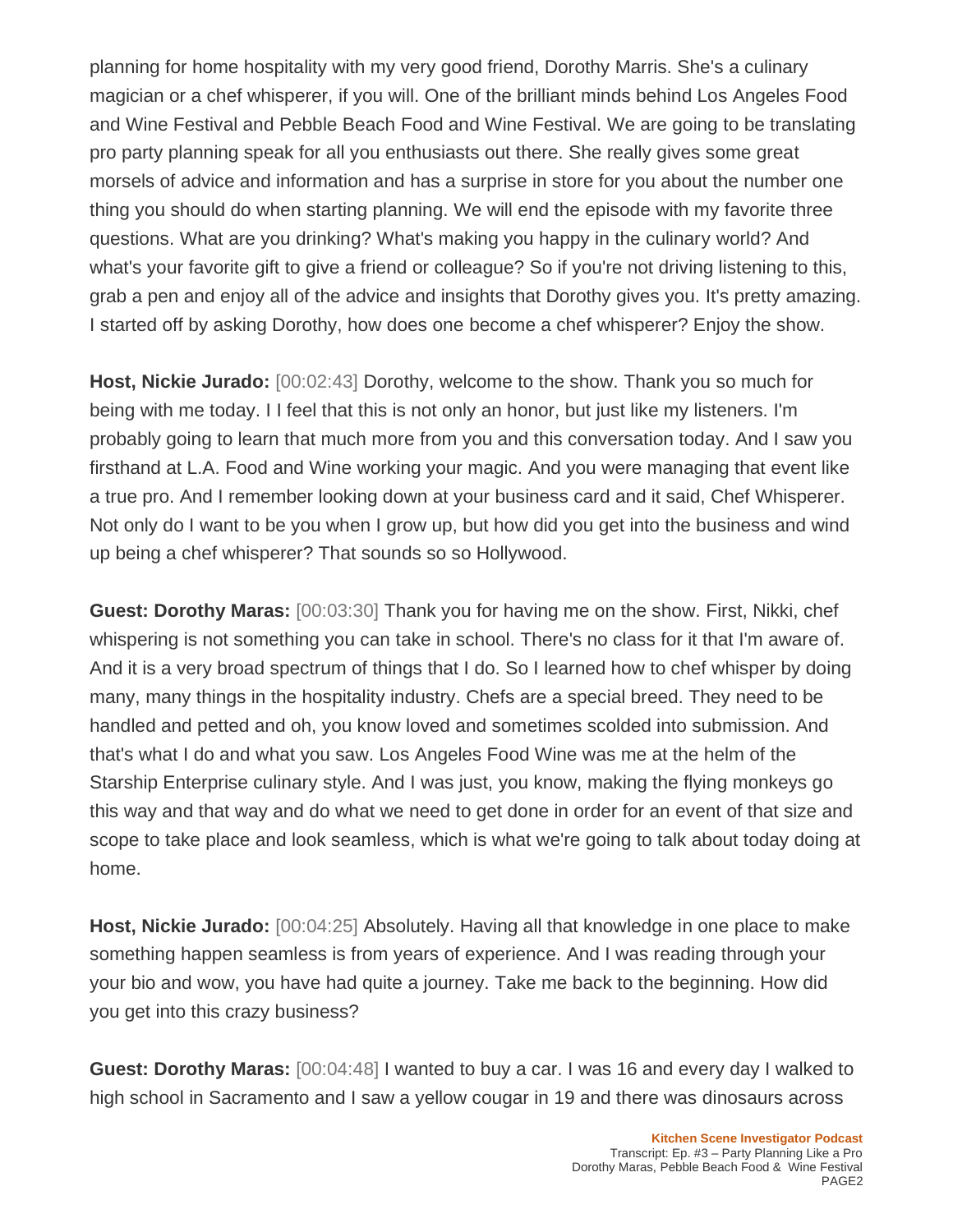planning for home hospitality with my very good friend, Dorothy Marris. She's a culinary magician or a chef whisperer, if you will. One of the brilliant minds behind Los Angeles Food and Wine Festival and Pebble Beach Food and Wine Festival. We are going to be translating pro party planning speak for all you enthusiasts out there. She really gives some great morsels of advice and information and has a surprise in store for you about the number one thing you should do when starting planning. We will end the episode with my favorite three questions. What are you drinking? What's making you happy in the culinary world? And what's your favorite gift to give a friend or colleague? So if you're not driving listening to this, grab a pen and enjoy all of the advice and insights that Dorothy gives you. It's pretty amazing. I started off by asking Dorothy, how does one become a chef whisperer? Enjoy the show.

**Host, Nickie Jurado:** [00:02:43] Dorothy, welcome to the show. Thank you so much for being with me today. I I feel that this is not only an honor, but just like my listeners. I'm probably going to learn that much more from you and this conversation today. And I saw you firsthand at L.A. Food and Wine working your magic. And you were managing that event like a true pro. And I remember looking down at your business card and it said, Chef Whisperer. Not only do I want to be you when I grow up, but how did you get into the business and wind up being a chef whisperer? That sounds so so Hollywood.

**Guest: Dorothy Maras:** [00:03:30] Thank you for having me on the show. First, Nikki, chef whispering is not something you can take in school. There's no class for it that I'm aware of. And it is a very broad spectrum of things that I do. So I learned how to chef whisper by doing many, many things in the hospitality industry. Chefs are a special breed. They need to be handled and petted and oh, you know loved and sometimes scolded into submission. And that's what I do and what you saw. Los Angeles Food Wine was me at the helm of the Starship Enterprise culinary style. And I was just, you know, making the flying monkeys go this way and that way and do what we need to get done in order for an event of that size and scope to take place and look seamless, which is what we're going to talk about today doing at home.

**Host, Nickie Jurado:** [00:04:25] Absolutely. Having all that knowledge in one place to make something happen seamless is from years of experience. And I was reading through your your bio and wow, you have had quite a journey. Take me back to the beginning. How did you get into this crazy business?

**Guest: Dorothy Maras:** [00:04:48] I wanted to buy a car. I was 16 and every day I walked to high school in Sacramento and I saw a yellow cougar in 19 and there was dinosaurs across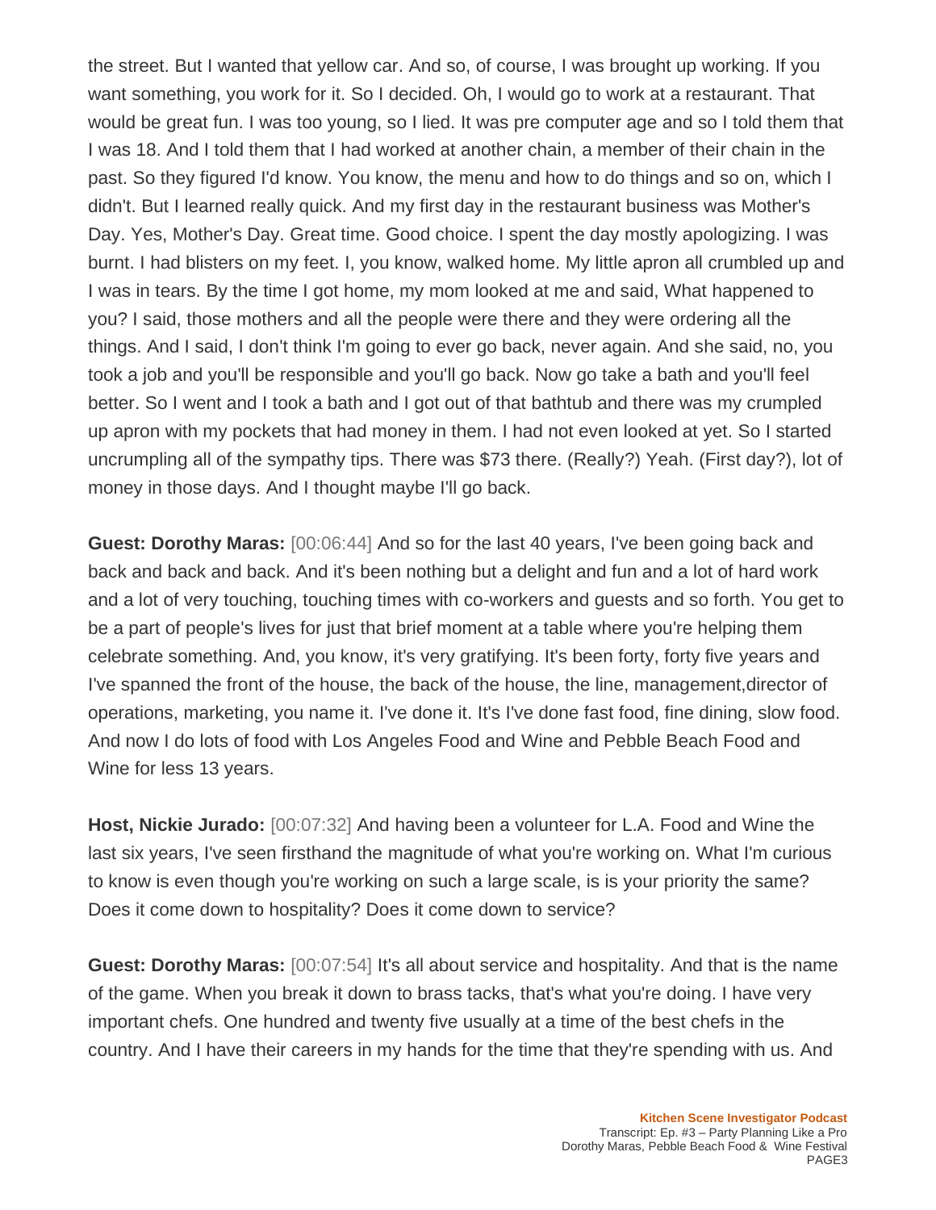the street. But I wanted that yellow car. And so, of course, I was brought up working. If you want something, you work for it. So I decided. Oh, I would go to work at a restaurant. That would be great fun. I was too young, so I lied. It was pre computer age and so I told them that I was 18. And I told them that I had worked at another chain, a member of their chain in the past. So they figured I'd know. You know, the menu and how to do things and so on, which I didn't. But I learned really quick. And my first day in the restaurant business was Mother's Day. Yes, Mother's Day. Great time. Good choice. I spent the day mostly apologizing. I was burnt. I had blisters on my feet. I, you know, walked home. My little apron all crumbled up and I was in tears. By the time I got home, my mom looked at me and said, What happened to you? I said, those mothers and all the people were there and they were ordering all the things. And I said, I don't think I'm going to ever go back, never again. And she said, no, you took a job and you'll be responsible and you'll go back. Now go take a bath and you'll feel better. So I went and I took a bath and I got out of that bathtub and there was my crumpled up apron with my pockets that had money in them. I had not even looked at yet. So I started uncrumpling all of the sympathy tips. There was $73 there. (Really?) Yeah. (First day?), lot of money in those days. And I thought maybe I'll go back.

**Guest: Dorothy Maras:** [00:06:44] And so for the last 40 years, I've been going back and back and back and back. And it's been nothing but a delight and fun and a lot of hard work and a lot of very touching, touching times with co-workers and guests and so forth. You get to be a part of people's lives for just that brief moment at a table where you're helping them celebrate something. And, you know, it's very gratifying. It's been forty, forty five years and I've spanned the front of the house, the back of the house, the line, management,director of operations, marketing, you name it. I've done it. It's I've done fast food, fine dining, slow food. And now I do lots of food with Los Angeles Food and Wine and Pebble Beach Food and Wine for less 13 years.

**Host, Nickie Jurado:** [00:07:32] And having been a volunteer for L.A. Food and Wine the last six years, I've seen firsthand the magnitude of what you're working on. What I'm curious to know is even though you're working on such a large scale, is is your priority the same? Does it come down to hospitality? Does it come down to service?

**Guest: Dorothy Maras:** [00:07:54] It's all about service and hospitality. And that is the name of the game. When you break it down to brass tacks, that's what you're doing. I have very important chefs. One hundred and twenty five usually at a time of the best chefs in the country. And I have their careers in my hands for the time that they're spending with us. And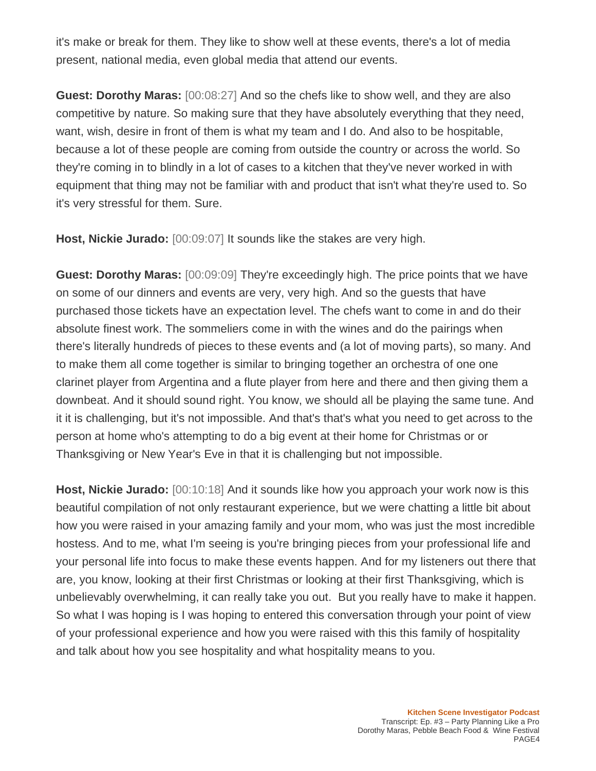it's make or break for them. They like to show well at these events, there's a lot of media present, national media, even global media that attend our events.

**Guest: Dorothy Maras:** [00:08:27] And so the chefs like to show well, and they are also competitive by nature. So making sure that they have absolutely everything that they need, want, wish, desire in front of them is what my team and I do. And also to be hospitable, because a lot of these people are coming from outside the country or across the world. So they're coming in to blindly in a lot of cases to a kitchen that they've never worked in with equipment that thing may not be familiar with and product that isn't what they're used to. So it's very stressful for them. Sure.

**Host, Nickie Jurado:** [00:09:07] It sounds like the stakes are very high.

**Guest: Dorothy Maras:** [00:09:09] They're exceedingly high. The price points that we have on some of our dinners and events are very, very high. And so the guests that have purchased those tickets have an expectation level. The chefs want to come in and do their absolute finest work. The sommeliers come in with the wines and do the pairings when there's literally hundreds of pieces to these events and (a lot of moving parts), so many. And to make them all come together is similar to bringing together an orchestra of one one clarinet player from Argentina and a flute player from here and there and then giving them a downbeat. And it should sound right. You know, we should all be playing the same tune. And it it is challenging, but it's not impossible. And that's that's what you need to get across to the person at home who's attempting to do a big event at their home for Christmas or or Thanksgiving or New Year's Eve in that it is challenging but not impossible.

**Host, Nickie Jurado:** [00:10:18] And it sounds like how you approach your work now is this beautiful compilation of not only restaurant experience, but we were chatting a little bit about how you were raised in your amazing family and your mom, who was just the most incredible hostess. And to me, what I'm seeing is you're bringing pieces from your professional life and your personal life into focus to make these events happen. And for my listeners out there that are, you know, looking at their first Christmas or looking at their first Thanksgiving, which is unbelievably overwhelming, it can really take you out. But you really have to make it happen. So what I was hoping is I was hoping to entered this conversation through your point of view of your professional experience and how you were raised with this this family of hospitality and talk about how you see hospitality and what hospitality means to you.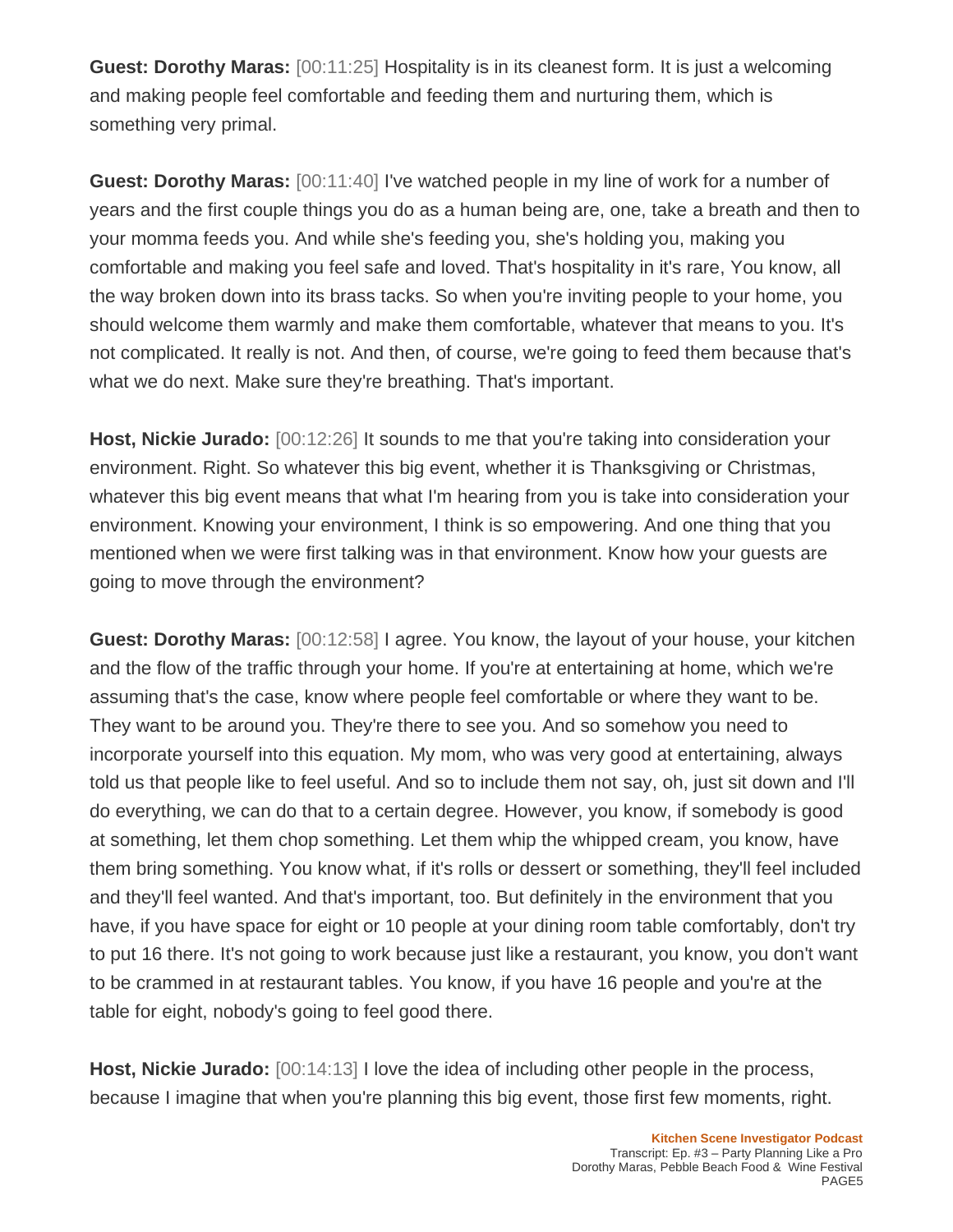**Guest: Dorothy Maras:** [00:11:25] Hospitality is in its cleanest form. It is just a welcoming and making people feel comfortable and feeding them and nurturing them, which is something very primal.

**Guest: Dorothy Maras:** [00:11:40] I've watched people in my line of work for a number of years and the first couple things you do as a human being are, one, take a breath and then to your momma feeds you. And while she's feeding you, she's holding you, making you comfortable and making you feel safe and loved. That's hospitality in it's rare, You know, all the way broken down into its brass tacks. So when you're inviting people to your home, you should welcome them warmly and make them comfortable, whatever that means to you. It's not complicated. It really is not. And then, of course, we're going to feed them because that's what we do next. Make sure they're breathing. That's important.

**Host, Nickie Jurado:** [00:12:26] It sounds to me that you're taking into consideration your environment. Right. So whatever this big event, whether it is Thanksgiving or Christmas, whatever this big event means that what I'm hearing from you is take into consideration your environment. Knowing your environment, I think is so empowering. And one thing that you mentioned when we were first talking was in that environment. Know how your guests are going to move through the environment?

**Guest: Dorothy Maras:** [00:12:58] I agree. You know, the layout of your house, your kitchen and the flow of the traffic through your home. If you're at entertaining at home, which we're assuming that's the case, know where people feel comfortable or where they want to be. They want to be around you. They're there to see you. And so somehow you need to incorporate yourself into this equation. My mom, who was very good at entertaining, always told us that people like to feel useful. And so to include them not say, oh, just sit down and I'll do everything, we can do that to a certain degree. However, you know, if somebody is good at something, let them chop something. Let them whip the whipped cream, you know, have them bring something. You know what, if it's rolls or dessert or something, they'll feel included and they'll feel wanted. And that's important, too. But definitely in the environment that you have, if you have space for eight or 10 people at your dining room table comfortably, don't try to put 16 there. It's not going to work because just like a restaurant, you know, you don't want to be crammed in at restaurant tables. You know, if you have 16 people and you're at the table for eight, nobody's going to feel good there.

**Host, Nickie Jurado:** [00:14:13] I love the idea of including other people in the process, because I imagine that when you're planning this big event, those first few moments, right.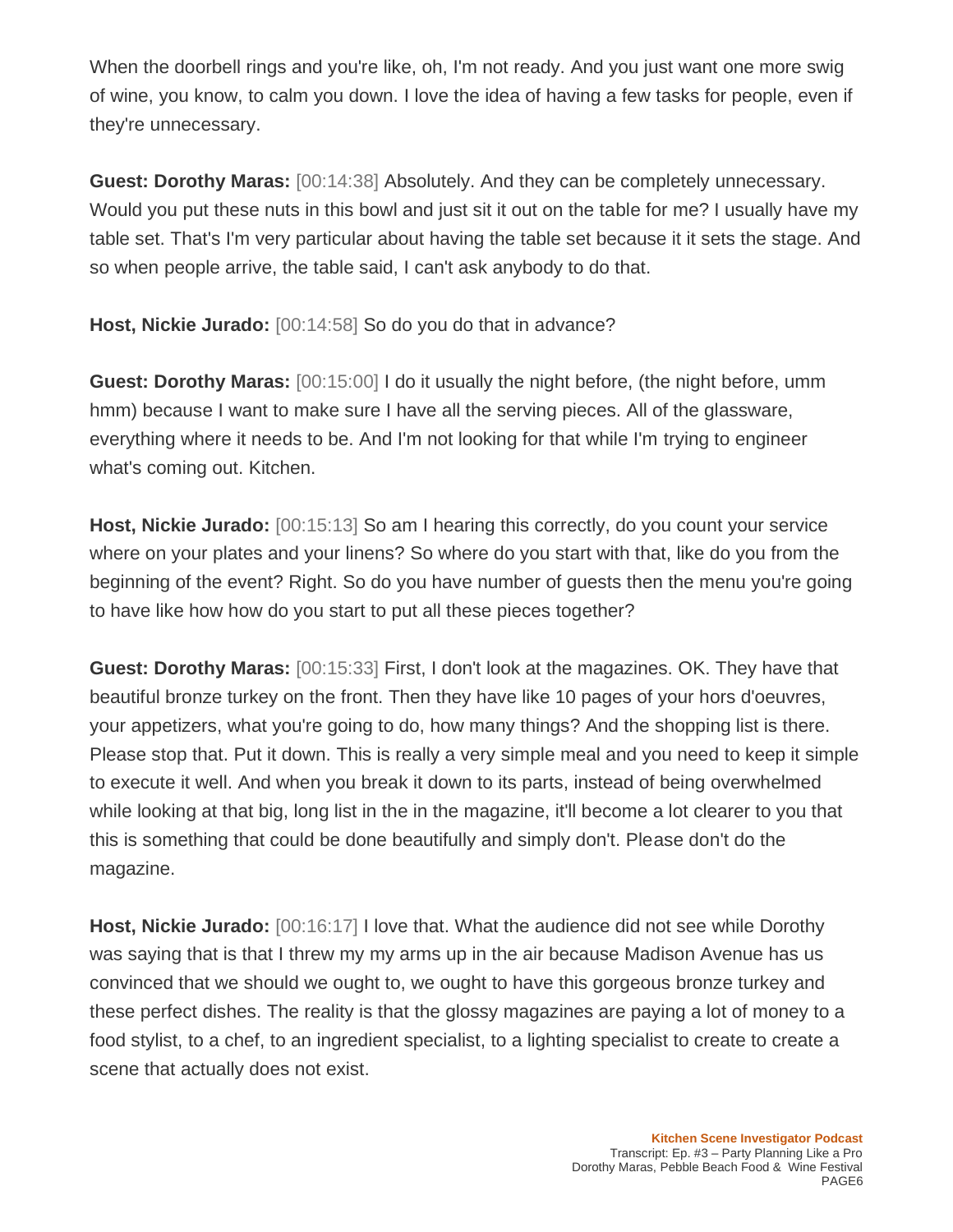When the doorbell rings and you're like, oh, I'm not ready. And you just want one more swig of wine, you know, to calm you down. I love the idea of having a few tasks for people, even if they're unnecessary.

**Guest: Dorothy Maras:** [00:14:38] Absolutely. And they can be completely unnecessary. Would you put these nuts in this bowl and just sit it out on the table for me? I usually have my table set. That's I'm very particular about having the table set because it it sets the stage. And so when people arrive, the table said, I can't ask anybody to do that.

**Host, Nickie Jurado:** [00:14:58] So do you do that in advance?

**Guest: Dorothy Maras:** [00:15:00] I do it usually the night before, (the night before, umm hmm) because I want to make sure I have all the serving pieces. All of the glassware, everything where it needs to be. And I'm not looking for that while I'm trying to engineer what's coming out. Kitchen.

**Host, Nickie Jurado:** [00:15:13] So am I hearing this correctly, do you count your service where on your plates and your linens? So where do you start with that, like do you from the beginning of the event? Right. So do you have number of guests then the menu you're going to have like how how do you start to put all these pieces together?

**Guest: Dorothy Maras:** [00:15:33] First, I don't look at the magazines. OK. They have that beautiful bronze turkey on the front. Then they have like 10 pages of your hors d'oeuvres, your appetizers, what you're going to do, how many things? And the shopping list is there. Please stop that. Put it down. This is really a very simple meal and you need to keep it simple to execute it well. And when you break it down to its parts, instead of being overwhelmed while looking at that big, long list in the in the magazine, it'll become a lot clearer to you that this is something that could be done beautifully and simply don't. Please don't do the magazine.

**Host, Nickie Jurado:** [00:16:17] I love that. What the audience did not see while Dorothy was saying that is that I threw my my arms up in the air because Madison Avenue has us convinced that we should we ought to, we ought to have this gorgeous bronze turkey and these perfect dishes. The reality is that the glossy magazines are paying a lot of money to a food stylist, to a chef, to an ingredient specialist, to a lighting specialist to create to create a scene that actually does not exist.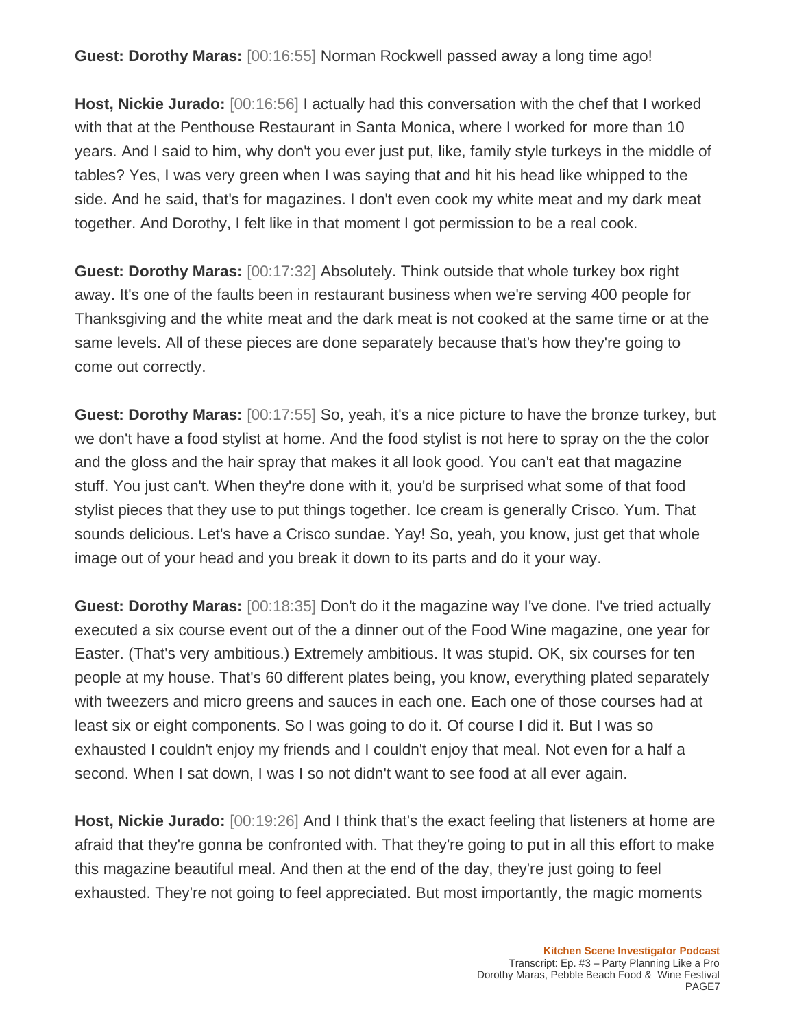**Guest: Dorothy Maras:** [00:16:55] Norman Rockwell passed away a long time ago!

**Host, Nickie Jurado:** [00:16:56] I actually had this conversation with the chef that I worked with that at the Penthouse Restaurant in Santa Monica, where I worked for more than 10 years. And I said to him, why don't you ever just put, like, family style turkeys in the middle of tables? Yes, I was very green when I was saying that and hit his head like whipped to the side. And he said, that's for magazines. I don't even cook my white meat and my dark meat together. And Dorothy, I felt like in that moment I got permission to be a real cook.

**Guest: Dorothy Maras:** [00:17:32] Absolutely. Think outside that whole turkey box right away. It's one of the faults been in restaurant business when we're serving 400 people for Thanksgiving and the white meat and the dark meat is not cooked at the same time or at the same levels. All of these pieces are done separately because that's how they're going to come out correctly.

**Guest: Dorothy Maras:** [00:17:55] So, yeah, it's a nice picture to have the bronze turkey, but we don't have a food stylist at home. And the food stylist is not here to spray on the the color and the gloss and the hair spray that makes it all look good. You can't eat that magazine stuff. You just can't. When they're done with it, you'd be surprised what some of that food stylist pieces that they use to put things together. Ice cream is generally Crisco. Yum. That sounds delicious. Let's have a Crisco sundae. Yay! So, yeah, you know, just get that whole image out of your head and you break it down to its parts and do it your way.

**Guest: Dorothy Maras:** [00:18:35] Don't do it the magazine way I've done. I've tried actually executed a six course event out of the a dinner out of the Food Wine magazine, one year for Easter. (That's very ambitious.) Extremely ambitious. It was stupid. OK, six courses for ten people at my house. That's 60 different plates being, you know, everything plated separately with tweezers and micro greens and sauces in each one. Each one of those courses had at least six or eight components. So I was going to do it. Of course I did it. But I was so exhausted I couldn't enjoy my friends and I couldn't enjoy that meal. Not even for a half a second. When I sat down, I was I so not didn't want to see food at all ever again.

**Host, Nickie Jurado:** [00:19:26] And I think that's the exact feeling that listeners at home are afraid that they're gonna be confronted with. That they're going to put in all this effort to make this magazine beautiful meal. And then at the end of the day, they're just going to feel exhausted. They're not going to feel appreciated. But most importantly, the magic moments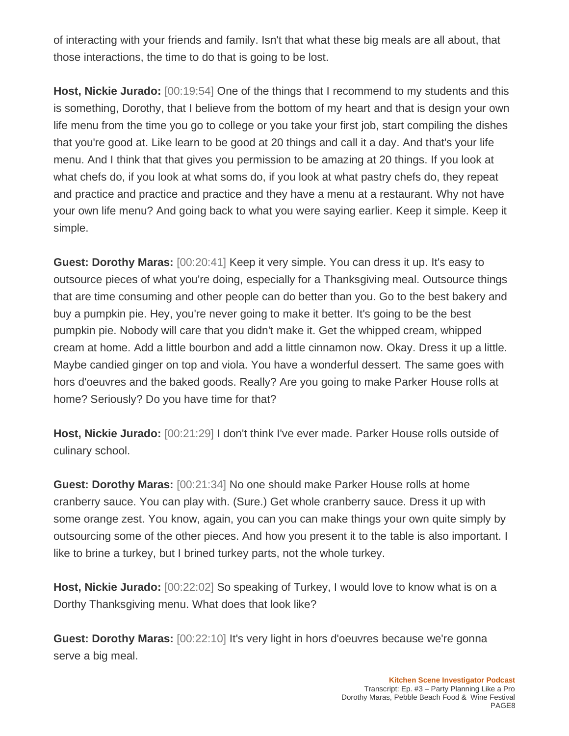of interacting with your friends and family. Isn't that what these big meals are all about, that those interactions, the time to do that is going to be lost.

**Host, Nickie Jurado:** [00:19:54] One of the things that I recommend to my students and this is something, Dorothy, that I believe from the bottom of my heart and that is design your own life menu from the time you go to college or you take your first job, start compiling the dishes that you're good at. Like learn to be good at 20 things and call it a day. And that's your life menu. And I think that that gives you permission to be amazing at 20 things. If you look at what chefs do, if you look at what soms do, if you look at what pastry chefs do, they repeat and practice and practice and practice and they have a menu at a restaurant. Why not have your own life menu? And going back to what you were saying earlier. Keep it simple. Keep it simple.

**Guest: Dorothy Maras:** [00:20:41] Keep it very simple. You can dress it up. It's easy to outsource pieces of what you're doing, especially for a Thanksgiving meal. Outsource things that are time consuming and other people can do better than you. Go to the best bakery and buy a pumpkin pie. Hey, you're never going to make it better. It's going to be the best pumpkin pie. Nobody will care that you didn't make it. Get the whipped cream, whipped cream at home. Add a little bourbon and add a little cinnamon now. Okay. Dress it up a little. Maybe candied ginger on top and viola. You have a wonderful dessert. The same goes with hors d'oeuvres and the baked goods. Really? Are you going to make Parker House rolls at home? Seriously? Do you have time for that?

**Host, Nickie Jurado:** [00:21:29] I don't think I've ever made. Parker House rolls outside of culinary school.

**Guest: Dorothy Maras:** [00:21:34] No one should make Parker House rolls at home cranberry sauce. You can play with. (Sure.) Get whole cranberry sauce. Dress it up with some orange zest. You know, again, you can you can make things your own quite simply by outsourcing some of the other pieces. And how you present it to the table is also important. I like to brine a turkey, but I brined turkey parts, not the whole turkey.

**Host, Nickie Jurado:** [00:22:02] So speaking of Turkey, I would love to know what is on a Dorthy Thanksgiving menu. What does that look like?

**Guest: Dorothy Maras:** [00:22:10] It's very light in hors d'oeuvres because we're gonna serve a big meal.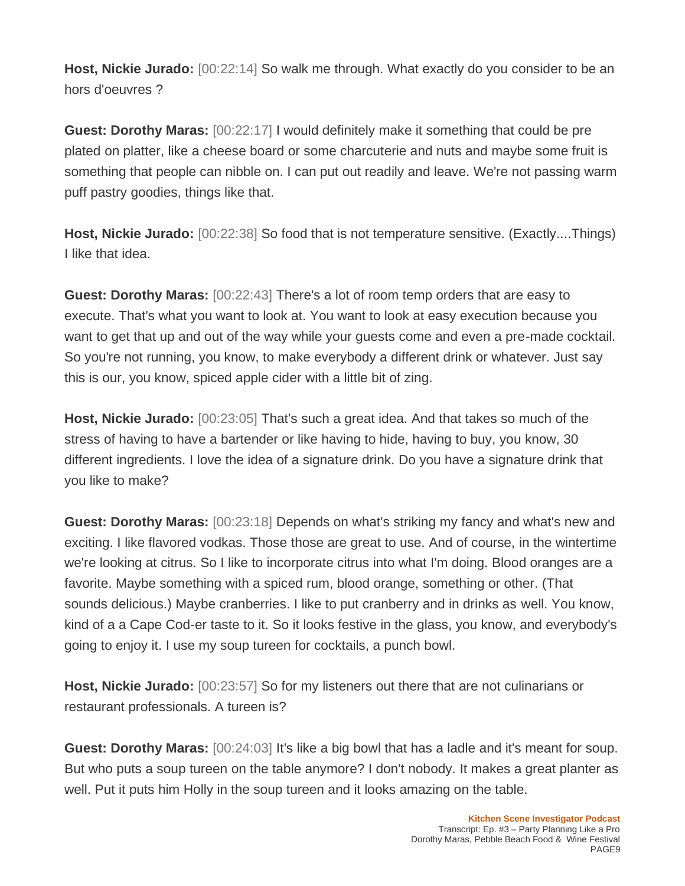**Host, Nickie Jurado:** [00:22:14] So walk me through. What exactly do you consider to be an hors d'oeuvres ?

**Guest: Dorothy Maras:** [00:22:17] I would definitely make it something that could be pre plated on platter, like a cheese board or some charcuterie and nuts and maybe some fruit is something that people can nibble on. I can put out readily and leave. We're not passing warm puff pastry goodies, things like that.

**Host, Nickie Jurado:** [00:22:38] So food that is not temperature sensitive. (Exactly....Things) I like that idea.

**Guest: Dorothy Maras:** [00:22:43] There's a lot of room temp orders that are easy to execute. That's what you want to look at. You want to look at easy execution because you want to get that up and out of the way while your guests come and even a pre-made cocktail. So you're not running, you know, to make everybody a different drink or whatever. Just say this is our, you know, spiced apple cider with a little bit of zing.

**Host, Nickie Jurado:** [00:23:05] That's such a great idea. And that takes so much of the stress of having to have a bartender or like having to hide, having to buy, you know, 30 different ingredients. I love the idea of a signature drink. Do you have a signature drink that you like to make?

**Guest: Dorothy Maras:** [00:23:18] Depends on what's striking my fancy and what's new and exciting. I like flavored vodkas. Those those are great to use. And of course, in the wintertime we're looking at citrus. So I like to incorporate citrus into what I'm doing. Blood oranges are a favorite. Maybe something with a spiced rum, blood orange, something or other. (That sounds delicious.) Maybe cranberries. I like to put cranberry and in drinks as well. You know, kind of a a Cape Cod-er taste to it. So it looks festive in the glass, you know, and everybody's going to enjoy it. I use my soup tureen for cocktails, a punch bowl.

**Host, Nickie Jurado:** [00:23:57] So for my listeners out there that are not culinarians or restaurant professionals. A tureen is?

**Guest: Dorothy Maras:** [00:24:03] It's like a big bowl that has a ladle and it's meant for soup. But who puts a soup tureen on the table anymore? I don't nobody. It makes a great planter as well. Put it puts him Holly in the soup tureen and it looks amazing on the table.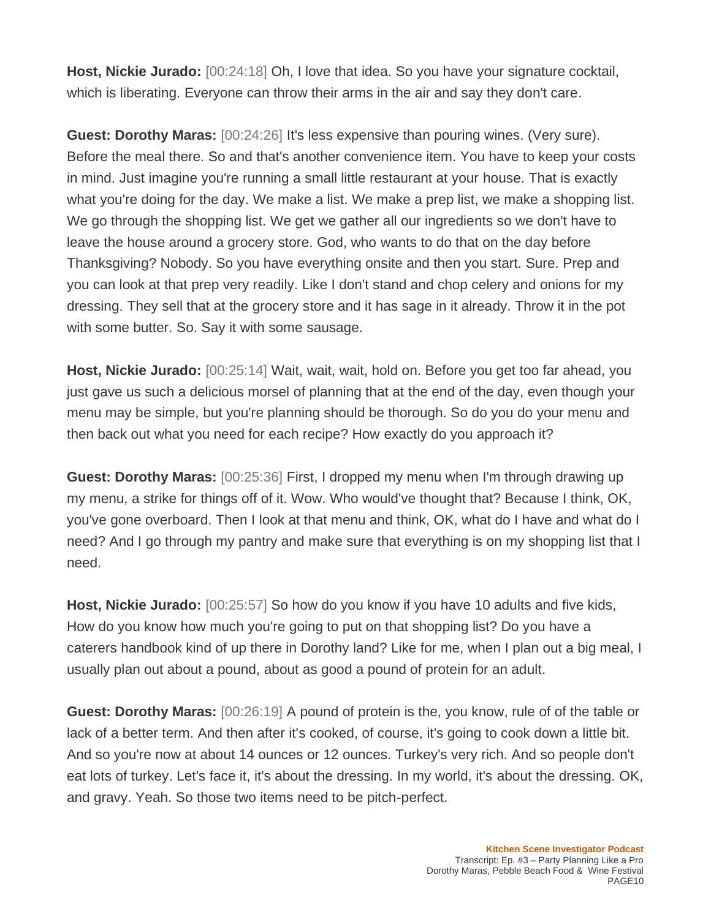**Host, Nickie Jurado:** [00:24:18] Oh, I love that idea. So you have your signature cocktail, which is liberating. Everyone can throw their arms in the air and say they don't care.

**Guest: Dorothy Maras:** [00:24:26] It's less expensive than pouring wines. (Very sure). Before the meal there. So and that's another convenience item. You have to keep your costs in mind. Just imagine you're running a small little restaurant at your house. That is exactly what you're doing for the day. We make a list. We make a prep list, we make a shopping list. We go through the shopping list. We get we gather all our ingredients so we don't have to leave the house around a grocery store. God, who wants to do that on the day before Thanksgiving? Nobody. So you have everything onsite and then you start. Sure. Prep and you can look at that prep very readily. Like I don't stand and chop celery and onions for my dressing. They sell that at the grocery store and it has sage in it already. Throw it in the pot with some butter. So. Say it with some sausage.

**Host, Nickie Jurado:** [00:25:14] Wait, wait, wait, hold on. Before you get too far ahead, you just gave us such a delicious morsel of planning that at the end of the day, even though your menu may be simple, but you're planning should be thorough. So do you do your menu and then back out what you need for each recipe? How exactly do you approach it?

**Guest: Dorothy Maras:** [00:25:36] First, I dropped my menu when I'm through drawing up my menu, a strike for things off of it. Wow. Who would've thought that? Because I think, OK, you've gone overboard. Then I look at that menu and think, OK, what do I have and what do I need? And I go through my pantry and make sure that everything is on my shopping list that I need.

**Host, Nickie Jurado:** [00:25:57] So how do you know if you have 10 adults and five kids, How do you know how much you're going to put on that shopping list? Do you have a caterers handbook kind of up there in Dorothy land? Like for me, when I plan out a big meal, I usually plan out about a pound, about as good a pound of protein for an adult.

**Guest: Dorothy Maras:** [00:26:19] A pound of protein is the, you know, rule of of the table or lack of a better term. And then after it's cooked, of course, it's going to cook down a little bit. And so you're now at about 14 ounces or 12 ounces. Turkey's very rich. And so people don't eat lots of turkey. Let's face it, it's about the dressing. In my world, it's about the dressing. OK, and gravy. Yeah. So those two items need to be pitch-perfect.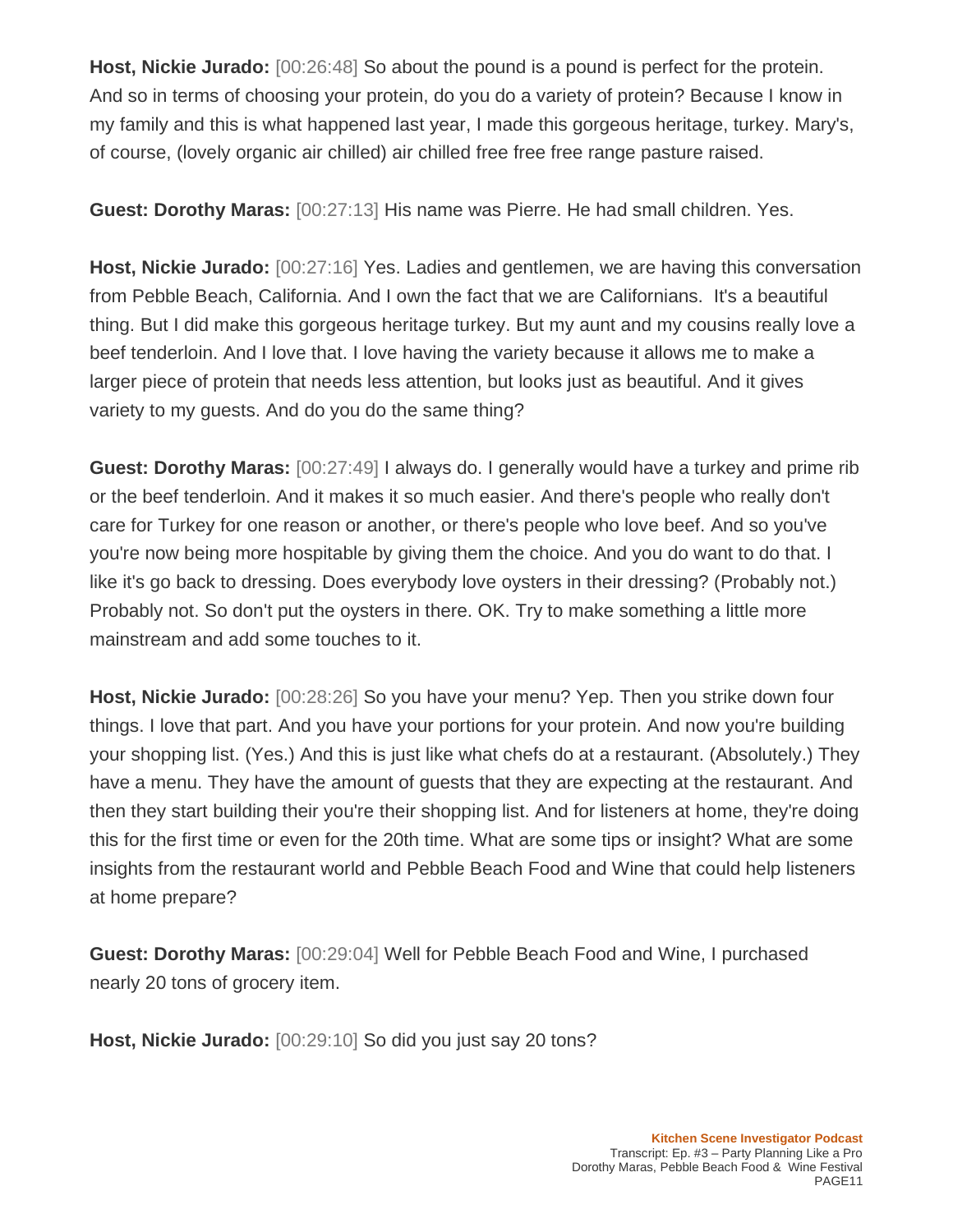**Host, Nickie Jurado:** [00:26:48] So about the pound is a pound is perfect for the protein. And so in terms of choosing your protein, do you do a variety of protein? Because I know in my family and this is what happened last year, I made this gorgeous heritage, turkey. Mary's, of course, (lovely organic air chilled) air chilled free free free range pasture raised.

**Guest: Dorothy Maras:** [00:27:13] His name was Pierre. He had small children. Yes.

**Host, Nickie Jurado:** [00:27:16] Yes. Ladies and gentlemen, we are having this conversation from Pebble Beach, California. And I own the fact that we are Californians. It's a beautiful thing. But I did make this gorgeous heritage turkey. But my aunt and my cousins really love a beef tenderloin. And I love that. I love having the variety because it allows me to make a larger piece of protein that needs less attention, but looks just as beautiful. And it gives variety to my guests. And do you do the same thing?

**Guest: Dorothy Maras:** [00:27:49] I always do. I generally would have a turkey and prime rib or the beef tenderloin. And it makes it so much easier. And there's people who really don't care for Turkey for one reason or another, or there's people who love beef. And so you've you're now being more hospitable by giving them the choice. And you do want to do that. I like it's go back to dressing. Does everybody love oysters in their dressing? (Probably not.) Probably not. So don't put the oysters in there. OK. Try to make something a little more mainstream and add some touches to it.

**Host, Nickie Jurado:** [00:28:26] So you have your menu? Yep. Then you strike down four things. I love that part. And you have your portions for your protein. And now you're building your shopping list. (Yes.) And this is just like what chefs do at a restaurant. (Absolutely.) They have a menu. They have the amount of guests that they are expecting at the restaurant. And then they start building their you're their shopping list. And for listeners at home, they're doing this for the first time or even for the 20th time. What are some tips or insight? What are some insights from the restaurant world and Pebble Beach Food and Wine that could help listeners at home prepare?

**Guest: Dorothy Maras:** [00:29:04] Well for Pebble Beach Food and Wine, I purchased nearly 20 tons of grocery item.

**Host, Nickie Jurado:** [00:29:10] So did you just say 20 tons?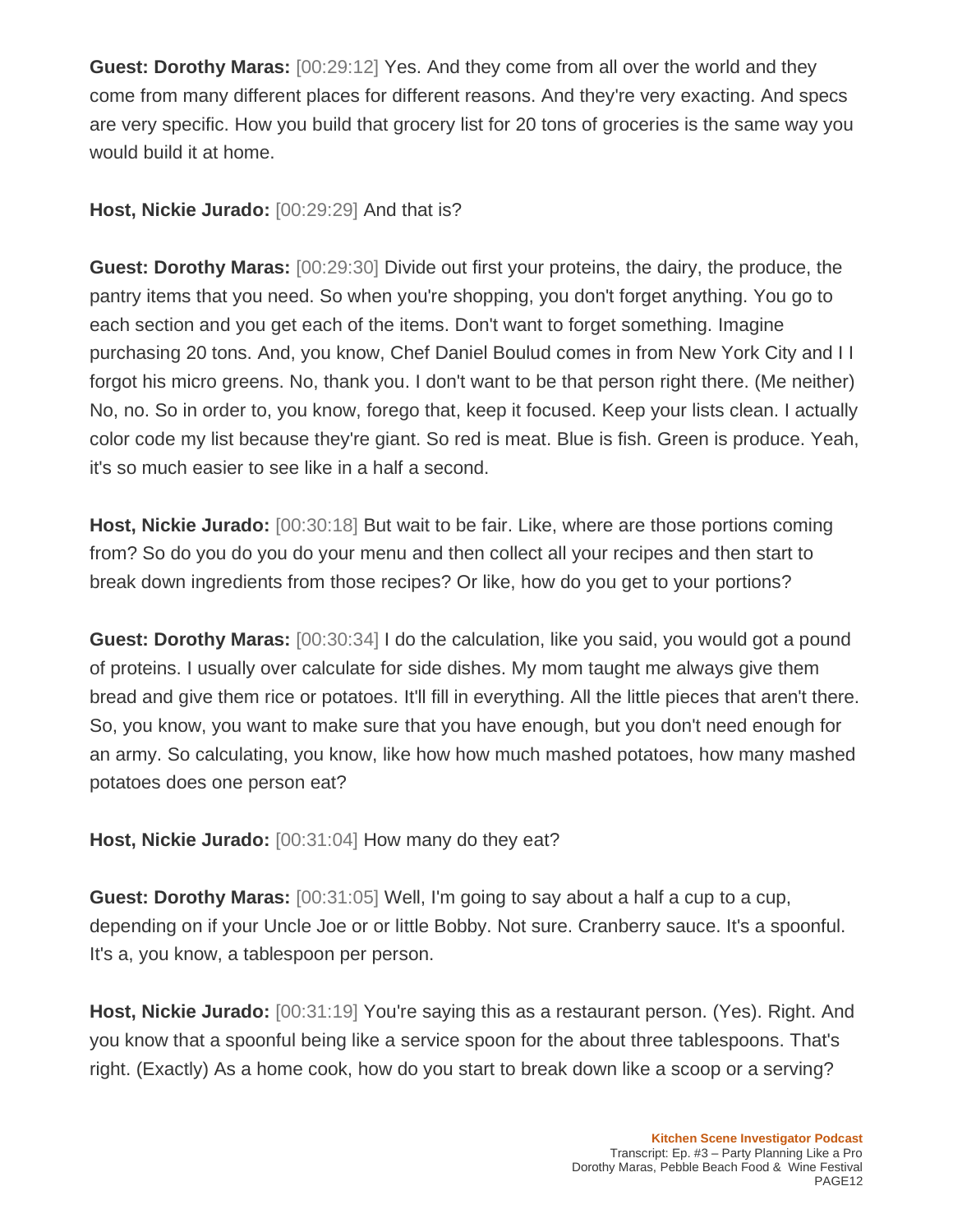**Guest: Dorothy Maras:** [00:29:12] Yes. And they come from all over the world and they come from many different places for different reasons. And they're very exacting. And specs are very specific. How you build that grocery list for 20 tons of groceries is the same way you would build it at home.

**Host, Nickie Jurado:** [00:29:29] And that is?

**Guest: Dorothy Maras:** [00:29:30] Divide out first your proteins, the dairy, the produce, the pantry items that you need. So when you're shopping, you don't forget anything. You go to each section and you get each of the items. Don't want to forget something. Imagine purchasing 20 tons. And, you know, Chef Daniel Boulud comes in from New York City and I I forgot his micro greens. No, thank you. I don't want to be that person right there. (Me neither) No, no. So in order to, you know, forego that, keep it focused. Keep your lists clean. I actually color code my list because they're giant. So red is meat. Blue is fish. Green is produce. Yeah, it's so much easier to see like in a half a second.

**Host, Nickie Jurado:** [00:30:18] But wait to be fair. Like, where are those portions coming from? So do you do you do your menu and then collect all your recipes and then start to break down ingredients from those recipes? Or like, how do you get to your portions?

**Guest: Dorothy Maras:** [00:30:34] I do the calculation, like you said, you would got a pound of proteins. I usually over calculate for side dishes. My mom taught me always give them bread and give them rice or potatoes. It'll fill in everything. All the little pieces that aren't there. So, you know, you want to make sure that you have enough, but you don't need enough for an army. So calculating, you know, like how how much mashed potatoes, how many mashed potatoes does one person eat?

**Host, Nickie Jurado:** [00:31:04] How many do they eat?

**Guest: Dorothy Maras:** [00:31:05] Well, I'm going to say about a half a cup to a cup, depending on if your Uncle Joe or or little Bobby. Not sure. Cranberry sauce. It's a spoonful. It's a, you know, a tablespoon per person.

**Host, Nickie Jurado:** [00:31:19] You're saying this as a restaurant person. (Yes). Right. And you know that a spoonful being like a service spoon for the about three tablespoons. That's right. (Exactly) As a home cook, how do you start to break down like a scoop or a serving?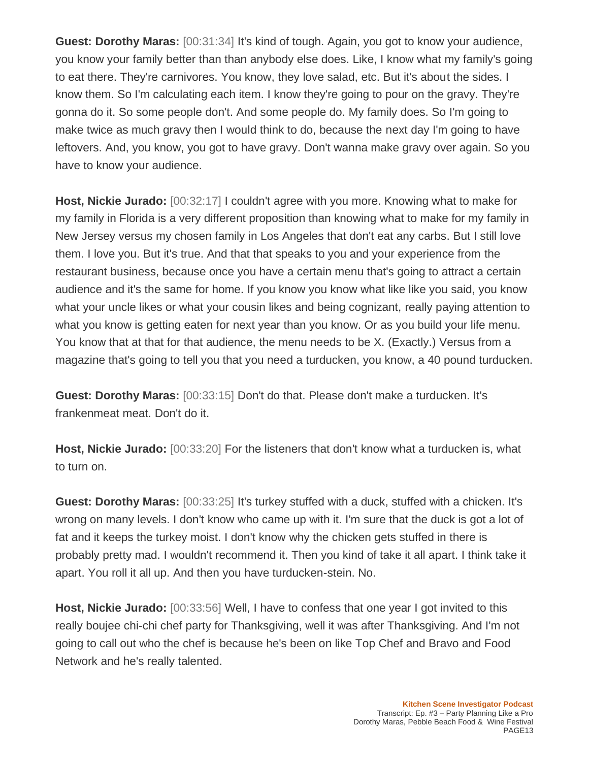**Guest: Dorothy Maras:** [00:31:34] It's kind of tough. Again, you got to know your audience, you know your family better than than anybody else does. Like, I know what my family's going to eat there. They're carnivores. You know, they love salad, etc. But it's about the sides. I know them. So I'm calculating each item. I know they're going to pour on the gravy. They're gonna do it. So some people don't. And some people do. My family does. So I'm going to make twice as much gravy then I would think to do, because the next day I'm going to have leftovers. And, you know, you got to have gravy. Don't wanna make gravy over again. So you have to know your audience.

**Host, Nickie Jurado:** [00:32:17] I couldn't agree with you more. Knowing what to make for my family in Florida is a very different proposition than knowing what to make for my family in New Jersey versus my chosen family in Los Angeles that don't eat any carbs. But I still love them. I love you. But it's true. And that that speaks to you and your experience from the restaurant business, because once you have a certain menu that's going to attract a certain audience and it's the same for home. If you know you know what like like you said, you know what your uncle likes or what your cousin likes and being cognizant, really paying attention to what you know is getting eaten for next year than you know. Or as you build your life menu. You know that at that for that audience, the menu needs to be X. (Exactly.) Versus from a magazine that's going to tell you that you need a turducken, you know, a 40 pound turducken.

**Guest: Dorothy Maras:** [00:33:15] Don't do that. Please don't make a turducken. It's frankenmeat meat. Don't do it.

**Host, Nickie Jurado:** [00:33:20] For the listeners that don't know what a turducken is, what to turn on.

**Guest: Dorothy Maras:** [00:33:25] It's turkey stuffed with a duck, stuffed with a chicken. It's wrong on many levels. I don't know who came up with it. I'm sure that the duck is got a lot of fat and it keeps the turkey moist. I don't know why the chicken gets stuffed in there is probably pretty mad. I wouldn't recommend it. Then you kind of take it all apart. I think take it apart. You roll it all up. And then you have turducken-stein. No.

**Host, Nickie Jurado:** [00:33:56] Well, I have to confess that one year I got invited to this really boujee chi-chi chef party for Thanksgiving, well it was after Thanksgiving. And I'm not going to call out who the chef is because he's been on like Top Chef and Bravo and Food Network and he's really talented.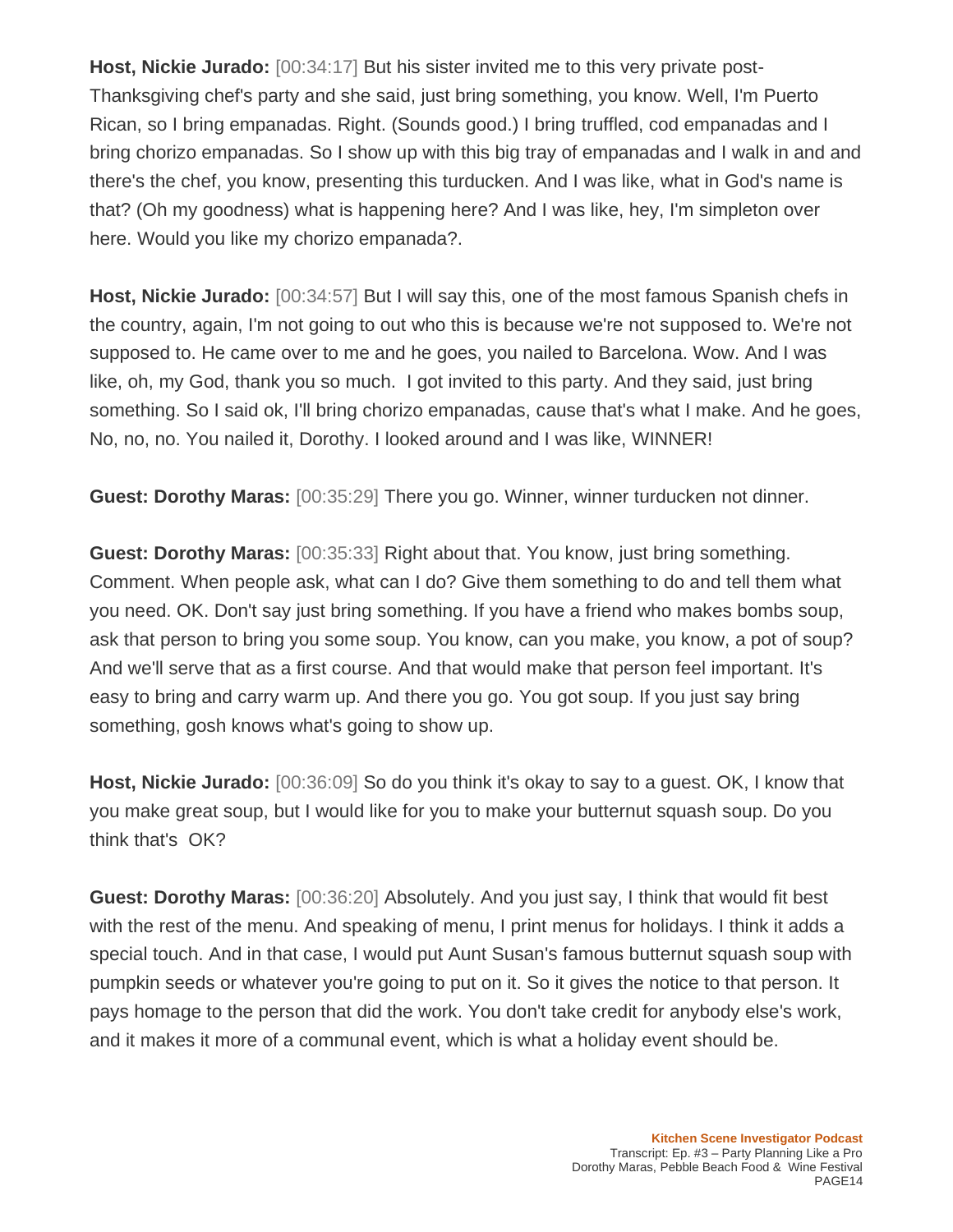**Host, Nickie Jurado:** [00:34:17] But his sister invited me to this very private post-Thanksgiving chef's party and she said, just bring something, you know. Well, I'm Puerto Rican, so I bring empanadas. Right. (Sounds good.) I bring truffled, cod empanadas and I bring chorizo empanadas. So I show up with this big tray of empanadas and I walk in and and there's the chef, you know, presenting this turducken. And I was like, what in God's name is that? (Oh my goodness) what is happening here? And I was like, hey, I'm simpleton over here. Would you like my chorizo empanada?.

**Host, Nickie Jurado:** [00:34:57] But I will say this, one of the most famous Spanish chefs in the country, again, I'm not going to out who this is because we're not supposed to. We're not supposed to. He came over to me and he goes, you nailed to Barcelona. Wow. And I was like, oh, my God, thank you so much. I got invited to this party. And they said, just bring something. So I said ok, I'll bring chorizo empanadas, cause that's what I make. And he goes, No, no, no. You nailed it, Dorothy. I looked around and I was like, WINNER!

**Guest: Dorothy Maras:** [00:35:29] There you go. Winner, winner turducken not dinner.

**Guest: Dorothy Maras:** [00:35:33] Right about that. You know, just bring something. Comment. When people ask, what can I do? Give them something to do and tell them what you need. OK. Don't say just bring something. If you have a friend who makes bombs soup, ask that person to bring you some soup. You know, can you make, you know, a pot of soup? And we'll serve that as a first course. And that would make that person feel important. It's easy to bring and carry warm up. And there you go. You got soup. If you just say bring something, gosh knows what's going to show up.

**Host, Nickie Jurado:** [00:36:09] So do you think it's okay to say to a guest. OK, I know that you make great soup, but I would like for you to make your butternut squash soup. Do you think that's OK?

**Guest: Dorothy Maras:** [00:36:20] Absolutely. And you just say, I think that would fit best with the rest of the menu. And speaking of menu, I print menus for holidays. I think it adds a special touch. And in that case, I would put Aunt Susan's famous butternut squash soup with pumpkin seeds or whatever you're going to put on it. So it gives the notice to that person. It pays homage to the person that did the work. You don't take credit for anybody else's work, and it makes it more of a communal event, which is what a holiday event should be.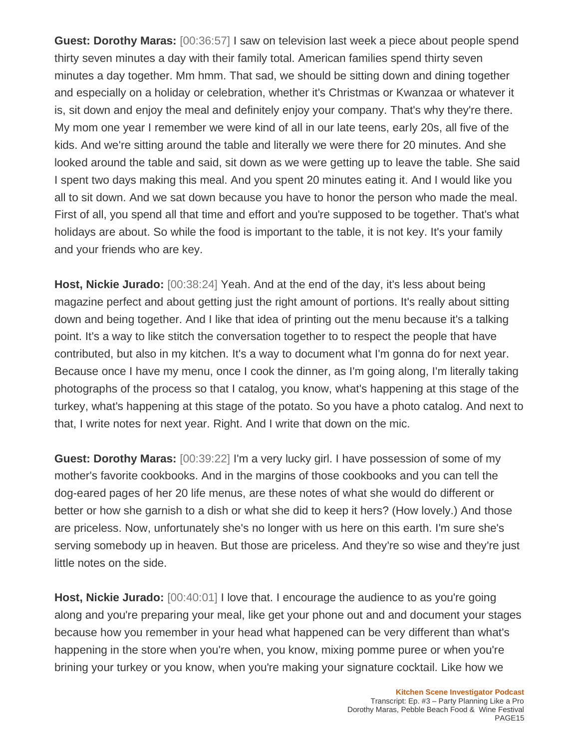**Guest: Dorothy Maras:** [00:36:57] I saw on television last week a piece about people spend thirty seven minutes a day with their family total. American families spend thirty seven minutes a day together. Mm hmm. That sad, we should be sitting down and dining together and especially on a holiday or celebration, whether it's Christmas or Kwanzaa or whatever it is, sit down and enjoy the meal and definitely enjoy your company. That's why they're there. My mom one year I remember we were kind of all in our late teens, early 20s, all five of the kids. And we're sitting around the table and literally we were there for 20 minutes. And she looked around the table and said, sit down as we were getting up to leave the table. She said I spent two days making this meal. And you spent 20 minutes eating it. And I would like you all to sit down. And we sat down because you have to honor the person who made the meal. First of all, you spend all that time and effort and you're supposed to be together. That's what holidays are about. So while the food is important to the table, it is not key. It's your family and your friends who are key.

**Host, Nickie Jurado:** [00:38:24] Yeah. And at the end of the day, it's less about being magazine perfect and about getting just the right amount of portions. It's really about sitting down and being together. And I like that idea of printing out the menu because it's a talking point. It's a way to like stitch the conversation together to to respect the people that have contributed, but also in my kitchen. It's a way to document what I'm gonna do for next year. Because once I have my menu, once I cook the dinner, as I'm going along, I'm literally taking photographs of the process so that I catalog, you know, what's happening at this stage of the turkey, what's happening at this stage of the potato. So you have a photo catalog. And next to that, I write notes for next year. Right. And I write that down on the mic.

**Guest: Dorothy Maras:** [00:39:22] I'm a very lucky girl. I have possession of some of my mother's favorite cookbooks. And in the margins of those cookbooks and you can tell the dog-eared pages of her 20 life menus, are these notes of what she would do different or better or how she garnish to a dish or what she did to keep it hers? (How lovely.) And those are priceless. Now, unfortunately she's no longer with us here on this earth. I'm sure she's serving somebody up in heaven. But those are priceless. And they're so wise and they're just little notes on the side.

**Host, Nickie Jurado:** [00:40:01] I love that. I encourage the audience to as you're going along and you're preparing your meal, like get your phone out and and document your stages because how you remember in your head what happened can be very different than what's happening in the store when you're when, you know, mixing pomme puree or when you're brining your turkey or you know, when you're making your signature cocktail. Like how we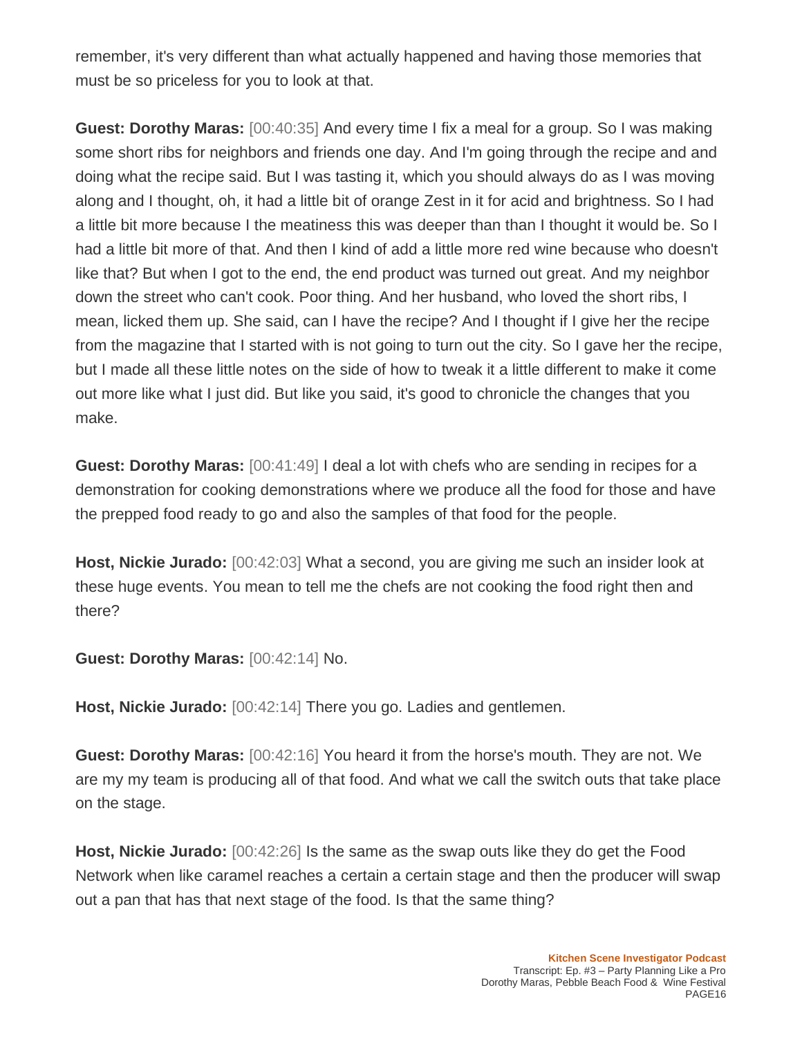remember, it's very different than what actually happened and having those memories that must be so priceless for you to look at that.

**Guest: Dorothy Maras:** [00:40:35] And every time I fix a meal for a group. So I was making some short ribs for neighbors and friends one day. And I'm going through the recipe and and doing what the recipe said. But I was tasting it, which you should always do as I was moving along and I thought, oh, it had a little bit of orange Zest in it for acid and brightness. So I had a little bit more because I the meatiness this was deeper than than I thought it would be. So I had a little bit more of that. And then I kind of add a little more red wine because who doesn't like that? But when I got to the end, the end product was turned out great. And my neighbor down the street who can't cook. Poor thing. And her husband, who loved the short ribs, I mean, licked them up. She said, can I have the recipe? And I thought if I give her the recipe from the magazine that I started with is not going to turn out the city. So I gave her the recipe, but I made all these little notes on the side of how to tweak it a little different to make it come out more like what I just did. But like you said, it's good to chronicle the changes that you make.

**Guest: Dorothy Maras:** [00:41:49] I deal a lot with chefs who are sending in recipes for a demonstration for cooking demonstrations where we produce all the food for those and have the prepped food ready to go and also the samples of that food for the people.

**Host, Nickie Jurado:** [00:42:03] What a second, you are giving me such an insider look at these huge events. You mean to tell me the chefs are not cooking the food right then and there?

**Guest: Dorothy Maras:** [00:42:14] No.

**Host, Nickie Jurado:** [00:42:14] There you go. Ladies and gentlemen.

**Guest: Dorothy Maras:** [00:42:16] You heard it from the horse's mouth. They are not. We are my my team is producing all of that food. And what we call the switch outs that take place on the stage.

**Host, Nickie Jurado:** [00:42:26] Is the same as the swap outs like they do get the Food Network when like caramel reaches a certain a certain stage and then the producer will swap out a pan that has that next stage of the food. Is that the same thing?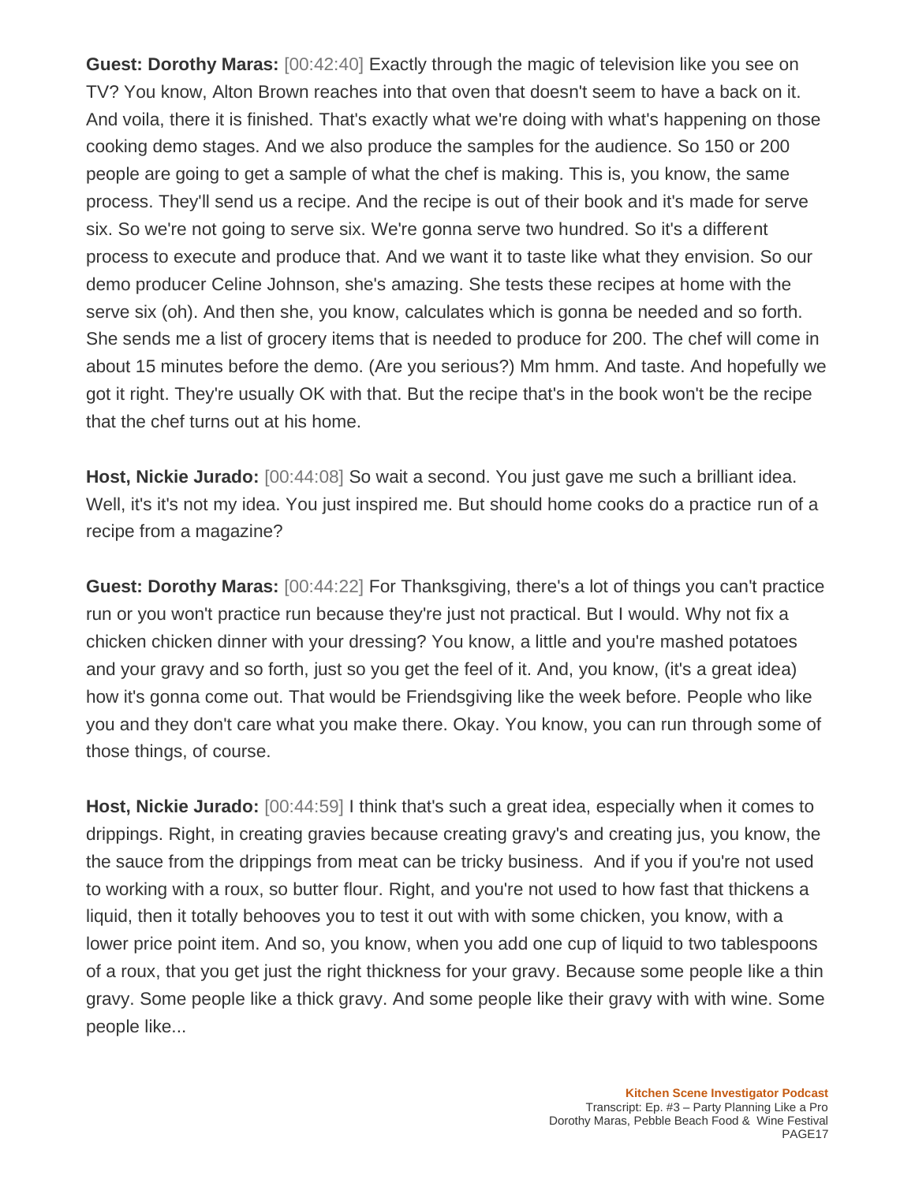**Guest: Dorothy Maras:** [00:42:40] Exactly through the magic of television like you see on TV? You know, Alton Brown reaches into that oven that doesn't seem to have a back on it. And voila, there it is finished. That's exactly what we're doing with what's happening on those cooking demo stages. And we also produce the samples for the audience. So 150 or 200 people are going to get a sample of what the chef is making. This is, you know, the same process. They'll send us a recipe. And the recipe is out of their book and it's made for serve six. So we're not going to serve six. We're gonna serve two hundred. So it's a different process to execute and produce that. And we want it to taste like what they envision. So our demo producer Celine Johnson, she's amazing. She tests these recipes at home with the serve six (oh). And then she, you know, calculates which is gonna be needed and so forth. She sends me a list of grocery items that is needed to produce for 200. The chef will come in about 15 minutes before the demo. (Are you serious?) Mm hmm. And taste. And hopefully we got it right. They're usually OK with that. But the recipe that's in the book won't be the recipe that the chef turns out at his home.

**Host, Nickie Jurado:** [00:44:08] So wait a second. You just gave me such a brilliant idea. Well, it's it's not my idea. You just inspired me. But should home cooks do a practice run of a recipe from a magazine?

**Guest: Dorothy Maras:** [00:44:22] For Thanksgiving, there's a lot of things you can't practice run or you won't practice run because they're just not practical. But I would. Why not fix a chicken chicken dinner with your dressing? You know, a little and you're mashed potatoes and your gravy and so forth, just so you get the feel of it. And, you know, (it's a great idea) how it's gonna come out. That would be Friendsgiving like the week before. People who like you and they don't care what you make there. Okay. You know, you can run through some of those things, of course.

**Host, Nickie Jurado:** [00:44:59] I think that's such a great idea, especially when it comes to drippings. Right, in creating gravies because creating gravy's and creating jus, you know, the the sauce from the drippings from meat can be tricky business. And if you if you're not used to working with a roux, so butter flour. Right, and you're not used to how fast that thickens a liquid, then it totally behooves you to test it out with with some chicken, you know, with a lower price point item. And so, you know, when you add one cup of liquid to two tablespoons of a roux, that you get just the right thickness for your gravy. Because some people like a thin gravy. Some people like a thick gravy. And some people like their gravy with with wine. Some people like...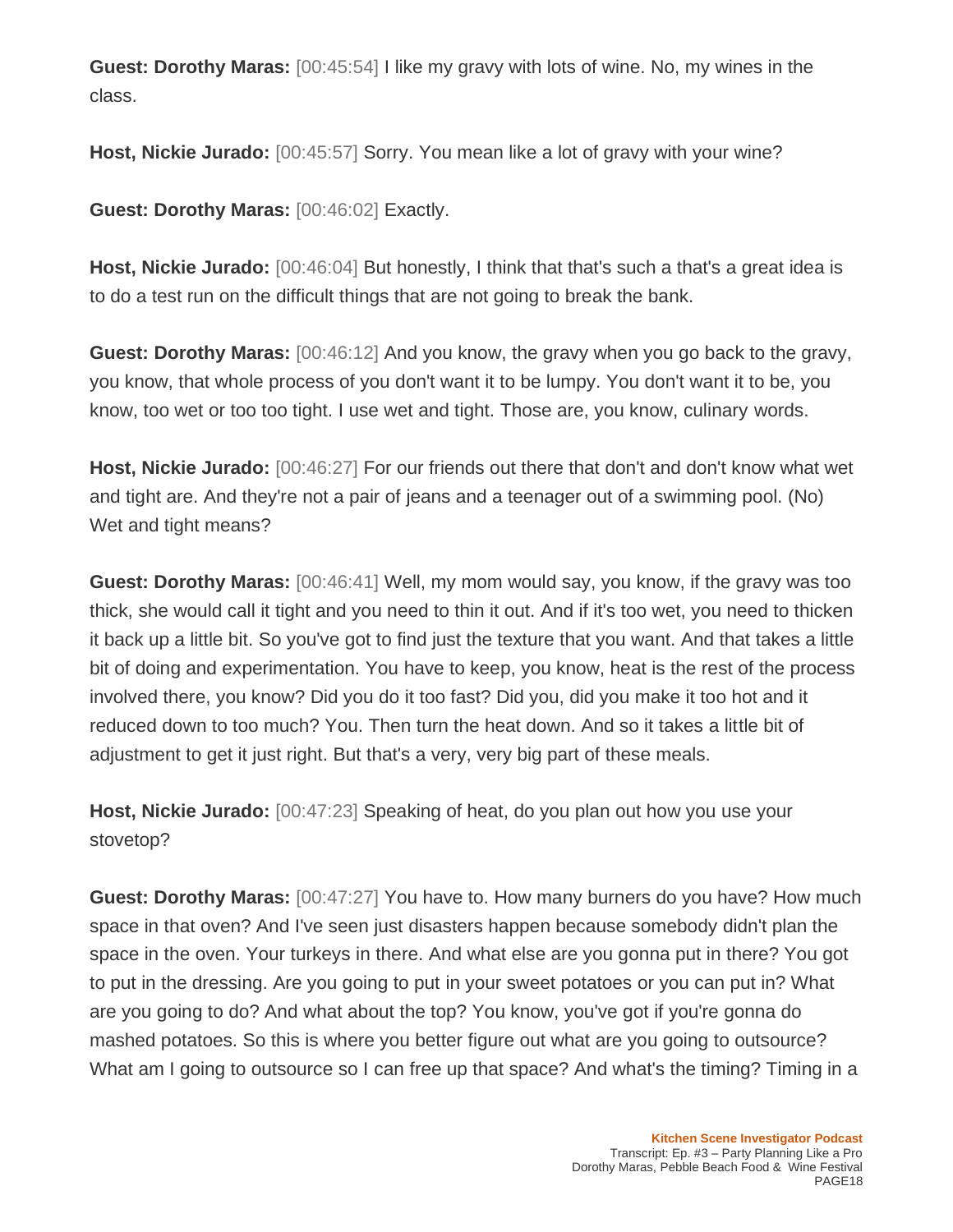**Guest: Dorothy Maras:** [00:45:54] I like my gravy with lots of wine. No, my wines in the class.

**Host, Nickie Jurado:** [00:45:57] Sorry. You mean like a lot of gravy with your wine?

**Guest: Dorothy Maras:** [00:46:02] Exactly.

**Host, Nickie Jurado:** [00:46:04] But honestly, I think that that's such a that's a great idea is to do a test run on the difficult things that are not going to break the bank.

**Guest: Dorothy Maras:** [00:46:12] And you know, the gravy when you go back to the gravy, you know, that whole process of you don't want it to be lumpy. You don't want it to be, you know, too wet or too too tight. I use wet and tight. Those are, you know, culinary words.

**Host, Nickie Jurado:** [00:46:27] For our friends out there that don't and don't know what wet and tight are. And they're not a pair of jeans and a teenager out of a swimming pool. (No) Wet and tight means?

**Guest: Dorothy Maras:** [00:46:41] Well, my mom would say, you know, if the gravy was too thick, she would call it tight and you need to thin it out. And if it's too wet, you need to thicken it back up a little bit. So you've got to find just the texture that you want. And that takes a little bit of doing and experimentation. You have to keep, you know, heat is the rest of the process involved there, you know? Did you do it too fast? Did you, did you make it too hot and it reduced down to too much? You. Then turn the heat down. And so it takes a little bit of adjustment to get it just right. But that's a very, very big part of these meals.

**Host, Nickie Jurado:** [00:47:23] Speaking of heat, do you plan out how you use your stovetop?

**Guest: Dorothy Maras:** [00:47:27] You have to. How many burners do you have? How much space in that oven? And I've seen just disasters happen because somebody didn't plan the space in the oven. Your turkeys in there. And what else are you gonna put in there? You got to put in the dressing. Are you going to put in your sweet potatoes or you can put in? What are you going to do? And what about the top? You know, you've got if you're gonna do mashed potatoes. So this is where you better figure out what are you going to outsource? What am I going to outsource so I can free up that space? And what's the timing? Timing in a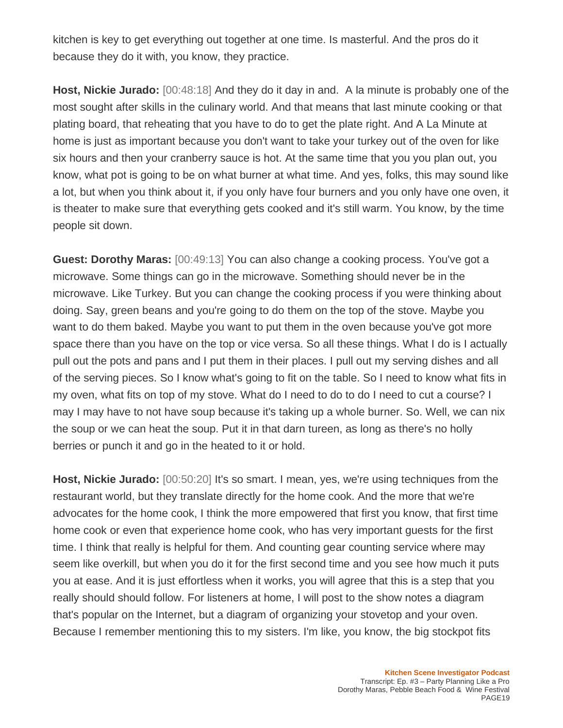kitchen is key to get everything out together at one time. Is masterful. And the pros do it because they do it with, you know, they practice.

**Host, Nickie Jurado:** [00:48:18] And they do it day in and.  A la minute is probably one of the most sought after skills in the culinary world. And that means that last minute cooking or that plating board, that reheating that you have to do to get the plate right. And A La Minute at home is just as important because you don't want to take your turkey out of the oven for like six hours and then your cranberry sauce is hot. At the same time that you you plan out, you know, what pot is going to be on what burner at what time. And yes, folks, this may sound like a lot, but when you think about it, if you only have four burners and you only have one oven, it is theater to make sure that everything gets cooked and it's still warm. You know, by the time people sit down.

**Guest: Dorothy Maras:** [00:49:13] You can also change a cooking process. You've got a microwave. Some things can go in the microwave. Something should never be in the microwave. Like Turkey. But you can change the cooking process if you were thinking about doing. Say, green beans and you're going to do them on the top of the stove. Maybe you want to do them baked. Maybe you want to put them in the oven because you've got more space there than you have on the top or vice versa. So all these things. What I do is I actually pull out the pots and pans and I put them in their places. I pull out my serving dishes and all of the serving pieces. So I know what's going to fit on the table. So I need to know what fits in my oven, what fits on top of my stove. What do I need to do to do I need to cut a course? I may I may have to not have soup because it's taking up a whole burner. So. Well, we can nix the soup or we can heat the soup. Put it in that darn tureen, as long as there's no holly berries or punch it and go in the heated to it or hold.

**Host, Nickie Jurado:** [00:50:20] It's so smart. I mean, yes, we're using techniques from the restaurant world, but they translate directly for the home cook. And the more that we're advocates for the home cook, I think the more empowered that first you know, that first time home cook or even that experience home cook, who has very important guests for the first time. I think that really is helpful for them. And counting gear counting service where may seem like overkill, but when you do it for the first second time and you see how much it puts you at ease. And it is just effortless when it works, you will agree that this is a step that you really should should follow. For listeners at home, I will post to the show notes a diagram that's popular on the Internet, but a diagram of organizing your stovetop and your oven. Because I remember mentioning this to my sisters. I'm like, you know, the big stockpot fits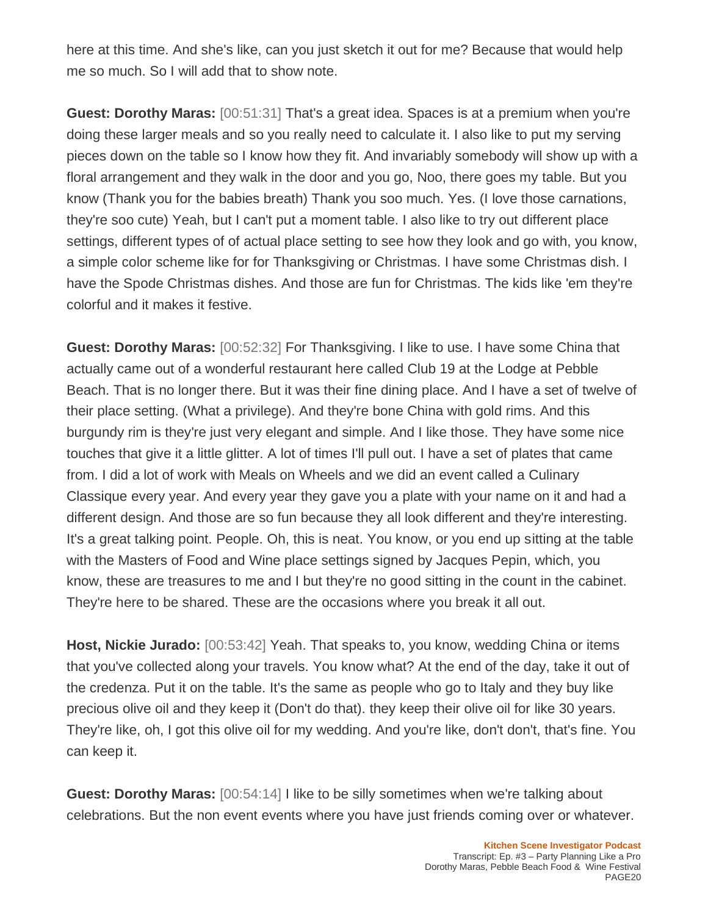here at this time. And she's like, can you just sketch it out for me? Because that would help me so much. So I will add that to show note.

**Guest: Dorothy Maras:** [00:51:31] That's a great idea. Spaces is at a premium when you're doing these larger meals and so you really need to calculate it. I also like to put my serving pieces down on the table so I know how they fit. And invariably somebody will show up with a floral arrangement and they walk in the door and you go, Noo, there goes my table. But you know (Thank you for the babies breath) Thank you soo much. Yes. (I love those carnations, they're soo cute) Yeah, but I can't put a moment table. I also like to try out different place settings, different types of of actual place setting to see how they look and go with, you know, a simple color scheme like for for Thanksgiving or Christmas. I have some Christmas dish. I have the Spode Christmas dishes. And those are fun for Christmas. The kids like 'em they're colorful and it makes it festive.

**Guest: Dorothy Maras:** [00:52:32] For Thanksgiving. I like to use. I have some China that actually came out of a wonderful restaurant here called Club 19 at the Lodge at Pebble Beach. That is no longer there. But it was their fine dining place. And I have a set of twelve of their place setting. (What a privilege). And they're bone China with gold rims. And this burgundy rim is they're just very elegant and simple. And I like those. They have some nice touches that give it a little glitter. A lot of times I'll pull out. I have a set of plates that came from. I did a lot of work with Meals on Wheels and we did an event called a Culinary Classique every year. And every year they gave you a plate with your name on it and had a different design. And those are so fun because they all look different and they're interesting. It's a great talking point. People. Oh, this is neat. You know, or you end up sitting at the table with the Masters of Food and Wine place settings signed by Jacques Pepin, which, you know, these are treasures to me and I but they're no good sitting in the count in the cabinet. They're here to be shared. These are the occasions where you break it all out.

**Host, Nickie Jurado:** [00:53:42] Yeah. That speaks to, you know, wedding China or items that you've collected along your travels. You know what? At the end of the day, take it out of the credenza. Put it on the table. It's the same as people who go to Italy and they buy like precious olive oil and they keep it (Don't do that). they keep their olive oil for like 30 years. They're like, oh, I got this olive oil for my wedding. And you're like, don't don't, that's fine. You can keep it.

**Guest: Dorothy Maras:** [00:54:14] I like to be silly sometimes when we're talking about celebrations. But the non event events where you have just friends coming over or whatever.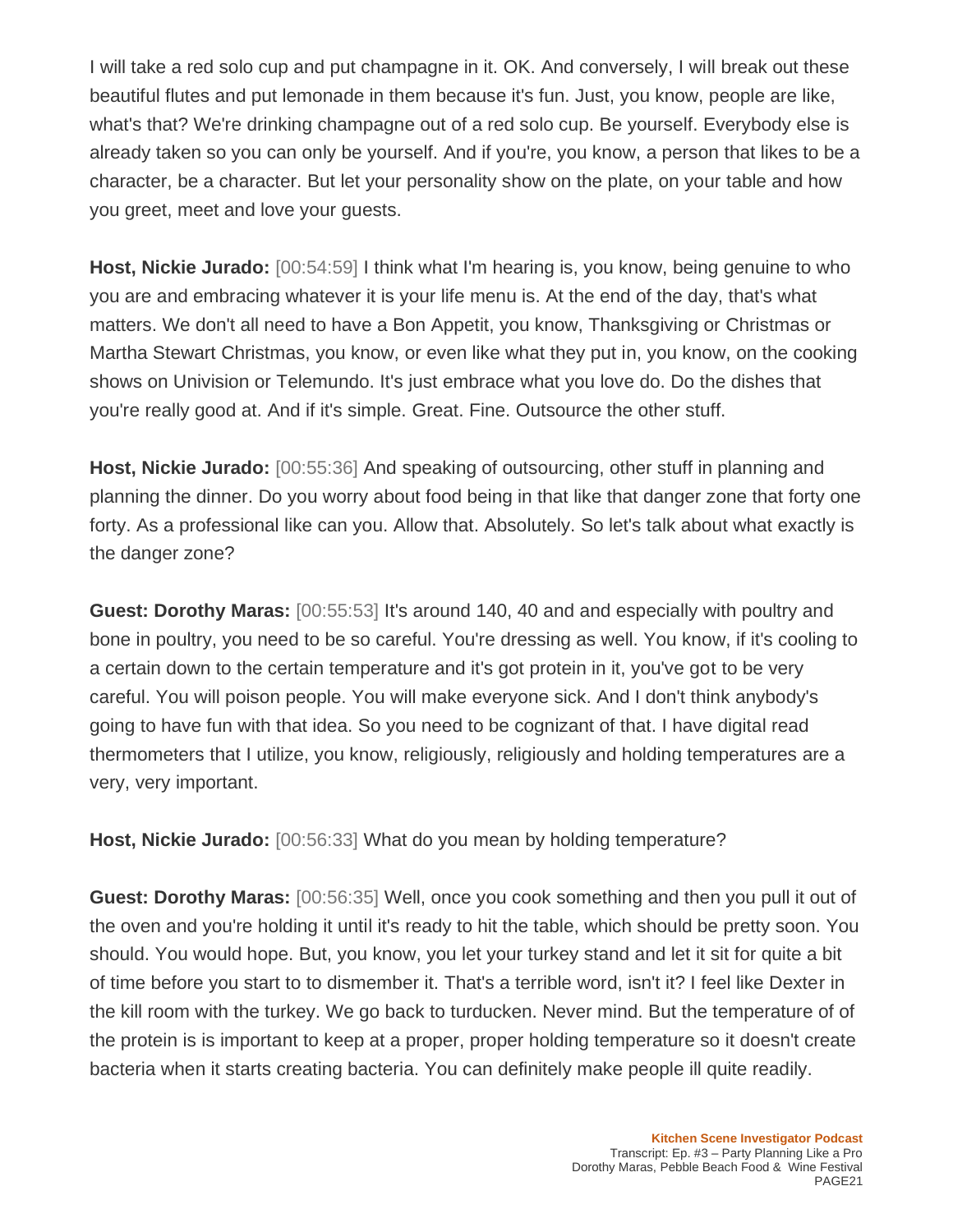I will take a red solo cup and put champagne in it. OK. And conversely, I will break out these beautiful flutes and put lemonade in them because it's fun. Just, you know, people are like, what's that? We're drinking champagne out of a red solo cup. Be yourself. Everybody else is already taken so you can only be yourself. And if you're, you know, a person that likes to be a character, be a character. But let your personality show on the plate, on your table and how you greet, meet and love your guests.

**Host, Nickie Jurado:** [00:54:59] I think what I'm hearing is, you know, being genuine to who you are and embracing whatever it is your life menu is. At the end of the day, that's what matters. We don't all need to have a Bon Appetit, you know, Thanksgiving or Christmas or Martha Stewart Christmas, you know, or even like what they put in, you know, on the cooking shows on Univision or Telemundo. It's just embrace what you love do. Do the dishes that you're really good at. And if it's simple. Great. Fine. Outsource the other stuff.

**Host, Nickie Jurado:** [00:55:36] And speaking of outsourcing, other stuff in planning and planning the dinner. Do you worry about food being in that like that danger zone that forty one forty. As a professional like can you. Allow that. Absolutely. So let's talk about what exactly is the danger zone?

**Guest: Dorothy Maras:** [00:55:53] It's around 140, 40 and and especially with poultry and bone in poultry, you need to be so careful. You're dressing as well. You know, if it's cooling to a certain down to the certain temperature and it's got protein in it, you've got to be very careful. You will poison people. You will make everyone sick. And I don't think anybody's going to have fun with that idea. So you need to be cognizant of that. I have digital read thermometers that I utilize, you know, religiously, religiously and holding temperatures are a very, very important.

**Host, Nickie Jurado:** [00:56:33] What do you mean by holding temperature?

**Guest: Dorothy Maras:** [00:56:35] Well, once you cook something and then you pull it out of the oven and you're holding it until it's ready to hit the table, which should be pretty soon. You should. You would hope. But, you know, you let your turkey stand and let it sit for quite a bit of time before you start to to dismember it. That's a terrible word, isn't it? I feel like Dexter in the kill room with the turkey. We go back to turducken. Never mind. But the temperature of of the protein is is important to keep at a proper, proper holding temperature so it doesn't create bacteria when it starts creating bacteria. You can definitely make people ill quite readily.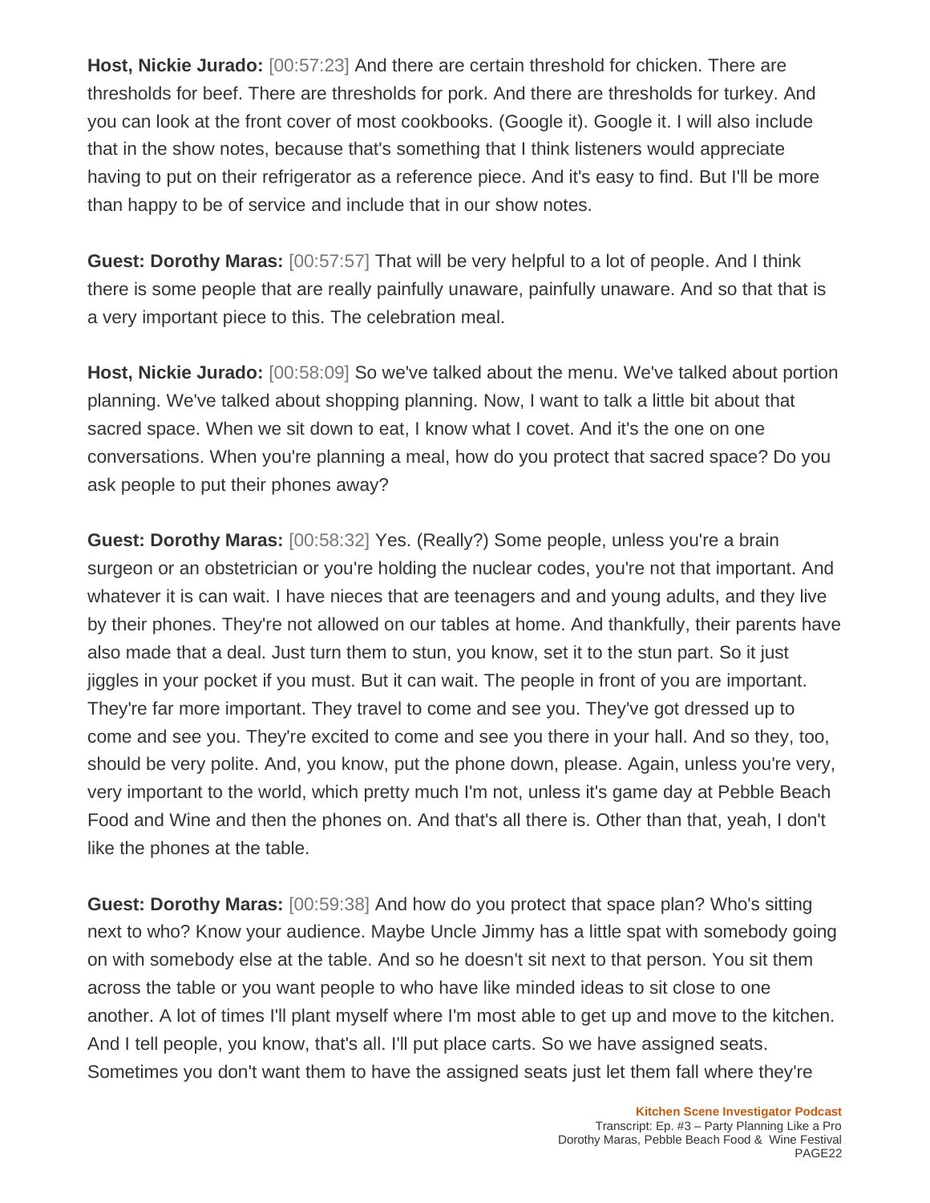**Host, Nickie Jurado:** [00:57:23] And there are certain threshold for chicken. There are thresholds for beef. There are thresholds for pork. And there are thresholds for turkey. And you can look at the front cover of most cookbooks. (Google it). Google it. I will also include that in the show notes, because that's something that I think listeners would appreciate having to put on their refrigerator as a reference piece. And it's easy to find. But I'll be more than happy to be of service and include that in our show notes.

**Guest: Dorothy Maras:** [00:57:57] That will be very helpful to a lot of people. And I think there is some people that are really painfully unaware, painfully unaware. And so that that is a very important piece to this. The celebration meal.

**Host, Nickie Jurado:** [00:58:09] So we've talked about the menu. We've talked about portion planning. We've talked about shopping planning. Now, I want to talk a little bit about that sacred space. When we sit down to eat, I know what I covet. And it's the one on one conversations. When you're planning a meal, how do you protect that sacred space? Do you ask people to put their phones away?

**Guest: Dorothy Maras:** [00:58:32] Yes. (Really?) Some people, unless you're a brain surgeon or an obstetrician or you're holding the nuclear codes, you're not that important. And whatever it is can wait. I have nieces that are teenagers and and young adults, and they live by their phones. They're not allowed on our tables at home. And thankfully, their parents have also made that a deal. Just turn them to stun, you know, set it to the stun part. So it just jiggles in your pocket if you must. But it can wait. The people in front of you are important. They're far more important. They travel to come and see you. They've got dressed up to come and see you. They're excited to come and see you there in your hall. And so they, too, should be very polite. And, you know, put the phone down, please. Again, unless you're very, very important to the world, which pretty much I'm not, unless it's game day at Pebble Beach Food and Wine and then the phones on. And that's all there is. Other than that, yeah, I don't like the phones at the table.

**Guest: Dorothy Maras:** [00:59:38] And how do you protect that space plan? Who's sitting next to who? Know your audience. Maybe Uncle Jimmy has a little spat with somebody going on with somebody else at the table. And so he doesn't sit next to that person. You sit them across the table or you want people to who have like minded ideas to sit close to one another. A lot of times I'll plant myself where I'm most able to get up and move to the kitchen. And I tell people, you know, that's all. I'll put place carts. So we have assigned seats. Sometimes you don't want them to have the assigned seats just let them fall where they're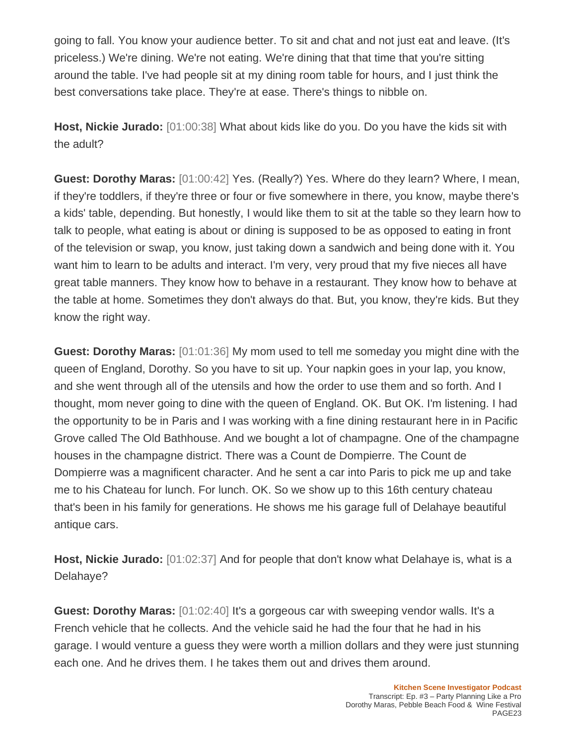going to fall. You know your audience better. To sit and chat and not just eat and leave. (It's priceless.) We're dining. We're not eating. We're dining that that time that you're sitting around the table. I've had people sit at my dining room table for hours, and I just think the best conversations take place. They're at ease. There's things to nibble on.

**Host, Nickie Jurado:** [01:00:38] What about kids like do you. Do you have the kids sit with the adult?

**Guest: Dorothy Maras:** [01:00:42] Yes. (Really?) Yes. Where do they learn? Where, I mean, if they're toddlers, if they're three or four or five somewhere in there, you know, maybe there's a kids' table, depending. But honestly, I would like them to sit at the table so they learn how to talk to people, what eating is about or dining is supposed to be as opposed to eating in front of the television or swap, you know, just taking down a sandwich and being done with it. You want him to learn to be adults and interact. I'm very, very proud that my five nieces all have great table manners. They know how to behave in a restaurant. They know how to behave at the table at home. Sometimes they don't always do that. But, you know, they're kids. But they know the right way.

**Guest: Dorothy Maras:** [01:01:36] My mom used to tell me someday you might dine with the queen of England, Dorothy. So you have to sit up. Your napkin goes in your lap, you know, and she went through all of the utensils and how the order to use them and so forth. And I thought, mom never going to dine with the queen of England. OK. But OK. I'm listening. I had the opportunity to be in Paris and I was working with a fine dining restaurant here in in Pacific Grove called The Old Bathhouse. And we bought a lot of champagne. One of the champagne houses in the champagne district. There was a Count de Dompierre. The Count de Dompierre was a magnificent character. And he sent a car into Paris to pick me up and take me to his Chateau for lunch. For lunch. OK. So we show up to this 16th century chateau that's been in his family for generations. He shows me his garage full of Delahaye beautiful antique cars.

**Host, Nickie Jurado:** [01:02:37] And for people that don't know what Delahaye is, what is a Delahaye?

**Guest: Dorothy Maras:** [01:02:40] It's a gorgeous car with sweeping vendor walls. It's a French vehicle that he collects. And the vehicle said he had the four that he had in his garage. I would venture a guess they were worth a million dollars and they were just stunning each one. And he drives them. I he takes them out and drives them around.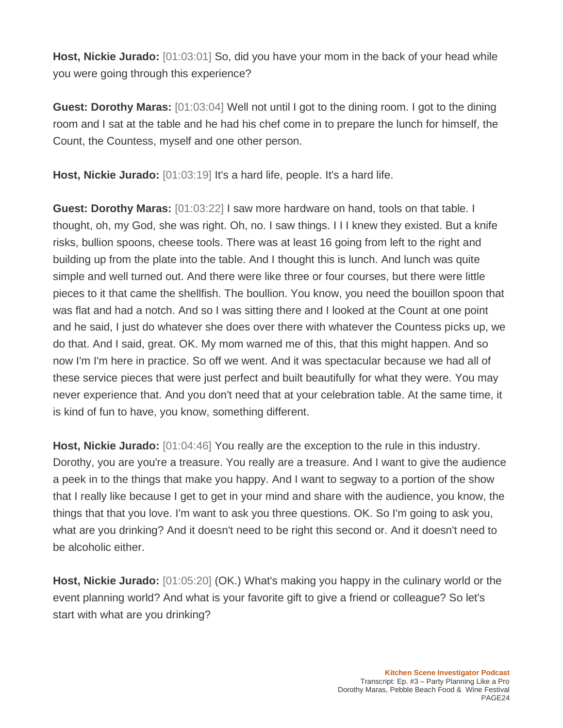**Host, Nickie Jurado:** [01:03:01] So, did you have your mom in the back of your head while you were going through this experience?

**Guest: Dorothy Maras:** [01:03:04] Well not until I got to the dining room. I got to the dining room and I sat at the table and he had his chef come in to prepare the lunch for himself, the Count, the Countess, myself and one other person.

**Host, Nickie Jurado:** [01:03:19] It's a hard life, people. It's a hard life.

**Guest: Dorothy Maras:** [01:03:22] I saw more hardware on hand, tools on that table. I thought, oh, my God, she was right. Oh, no. I saw things. I I I knew they existed. But a knife risks, bullion spoons, cheese tools. There was at least 16 going from left to the right and building up from the plate into the table. And I thought this is lunch. And lunch was quite simple and well turned out. And there were like three or four courses, but there were little pieces to it that came the shellfish. The boullion. You know, you need the bouillon spoon that was flat and had a notch. And so I was sitting there and I looked at the Count at one point and he said, I just do whatever she does over there with whatever the Countess picks up, we do that. And I said, great. OK. My mom warned me of this, that this might happen. And so now I'm I'm here in practice. So off we went. And it was spectacular because we had all of these service pieces that were just perfect and built beautifully for what they were. You may never experience that. And you don't need that at your celebration table. At the same time, it is kind of fun to have, you know, something different.

**Host, Nickie Jurado:** [01:04:46] You really are the exception to the rule in this industry. Dorothy, you are you're a treasure. You really are a treasure. And I want to give the audience a peek in to the things that make you happy. And I want to segway to a portion of the show that I really like because I get to get in your mind and share with the audience, you know, the things that that you love. I'm want to ask you three questions. OK. So I'm going to ask you, what are you drinking? And it doesn't need to be right this second or. And it doesn't need to be alcoholic either.

**Host, Nickie Jurado:** [01:05:20] (OK.) What's making you happy in the culinary world or the event planning world? And what is your favorite gift to give a friend or colleague? So let's start with what are you drinking?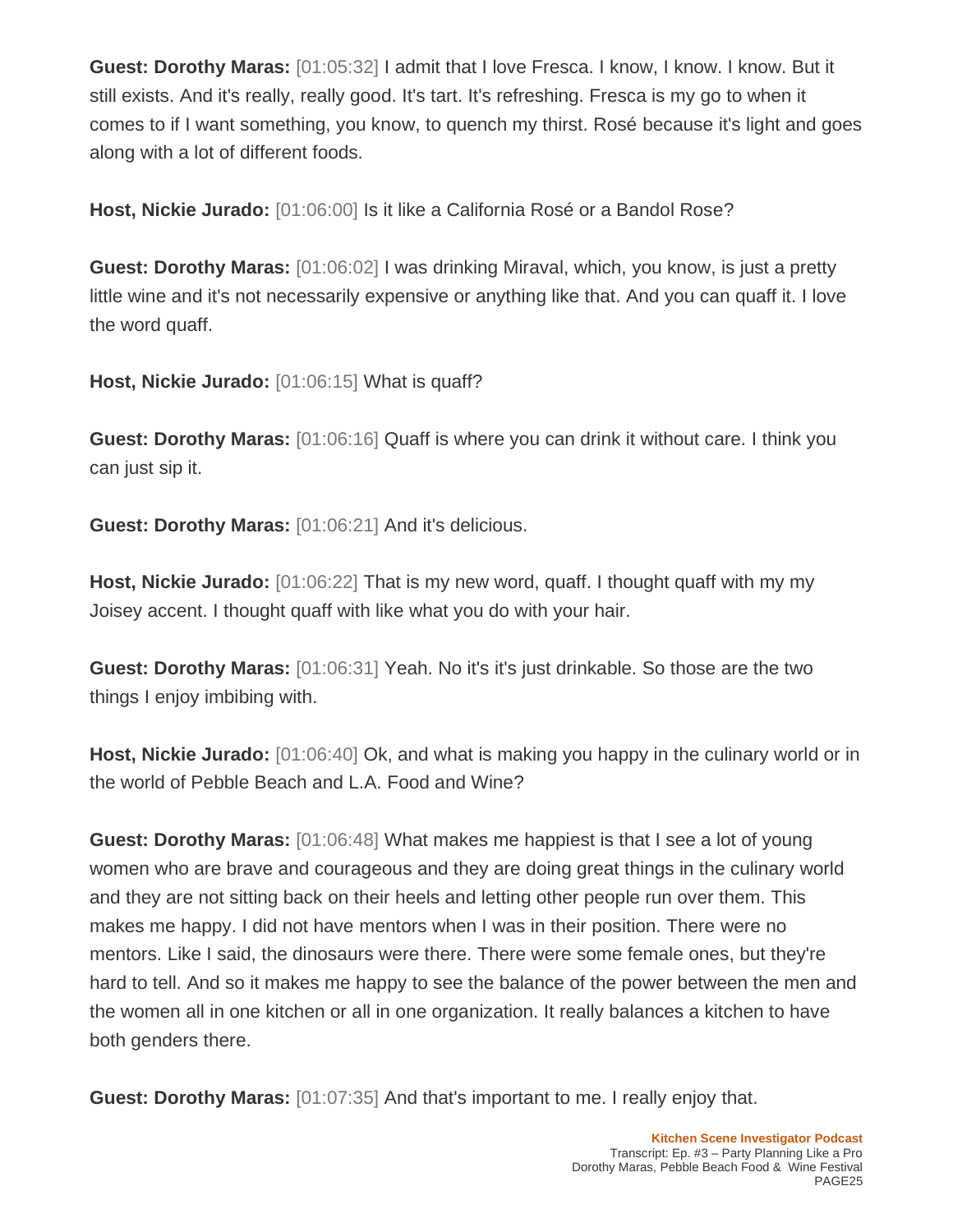**Guest: Dorothy Maras:** [01:05:32] I admit that I love Fresca. I know, I know. I know. But it still exists. And it's really, really good. It's tart. It's refreshing. Fresca is my go to when it comes to if I want something, you know, to quench my thirst. Rosé because it's light and goes along with a lot of different foods.

**Host, Nickie Jurado:** [01:06:00] Is it like a California Rosé or a Bandol Rose?

**Guest: Dorothy Maras:** [01:06:02] I was drinking Miraval, which, you know, is just a pretty little wine and it's not necessarily expensive or anything like that. And you can quaff it. I love the word quaff.

**Host, Nickie Jurado:** [01:06:15] What is quaff?

**Guest: Dorothy Maras:** [01:06:16] Quaff is where you can drink it without care. I think you can just sip it.

**Guest: Dorothy Maras:** [01:06:21] And it's delicious.

**Host, Nickie Jurado:** [01:06:22] That is my new word, quaff. I thought quaff with my my Joisey accent. I thought quaff with like what you do with your hair.

**Guest: Dorothy Maras:** [01:06:31] Yeah. No it's it's just drinkable. So those are the two things I enjoy imbibing with.

**Host, Nickie Jurado:** [01:06:40] Ok, and what is making you happy in the culinary world or in the world of Pebble Beach and L.A. Food and Wine?

**Guest: Dorothy Maras:** [01:06:48] What makes me happiest is that I see a lot of young women who are brave and courageous and they are doing great things in the culinary world and they are not sitting back on their heels and letting other people run over them. This makes me happy. I did not have mentors when I was in their position. There were no mentors. Like I said, the dinosaurs were there. There were some female ones, but they're hard to tell. And so it makes me happy to see the balance of the power between the men and the women all in one kitchen or all in one organization. It really balances a kitchen to have both genders there.

**Guest: Dorothy Maras:** [01:07:35] And that's important to me. I really enjoy that.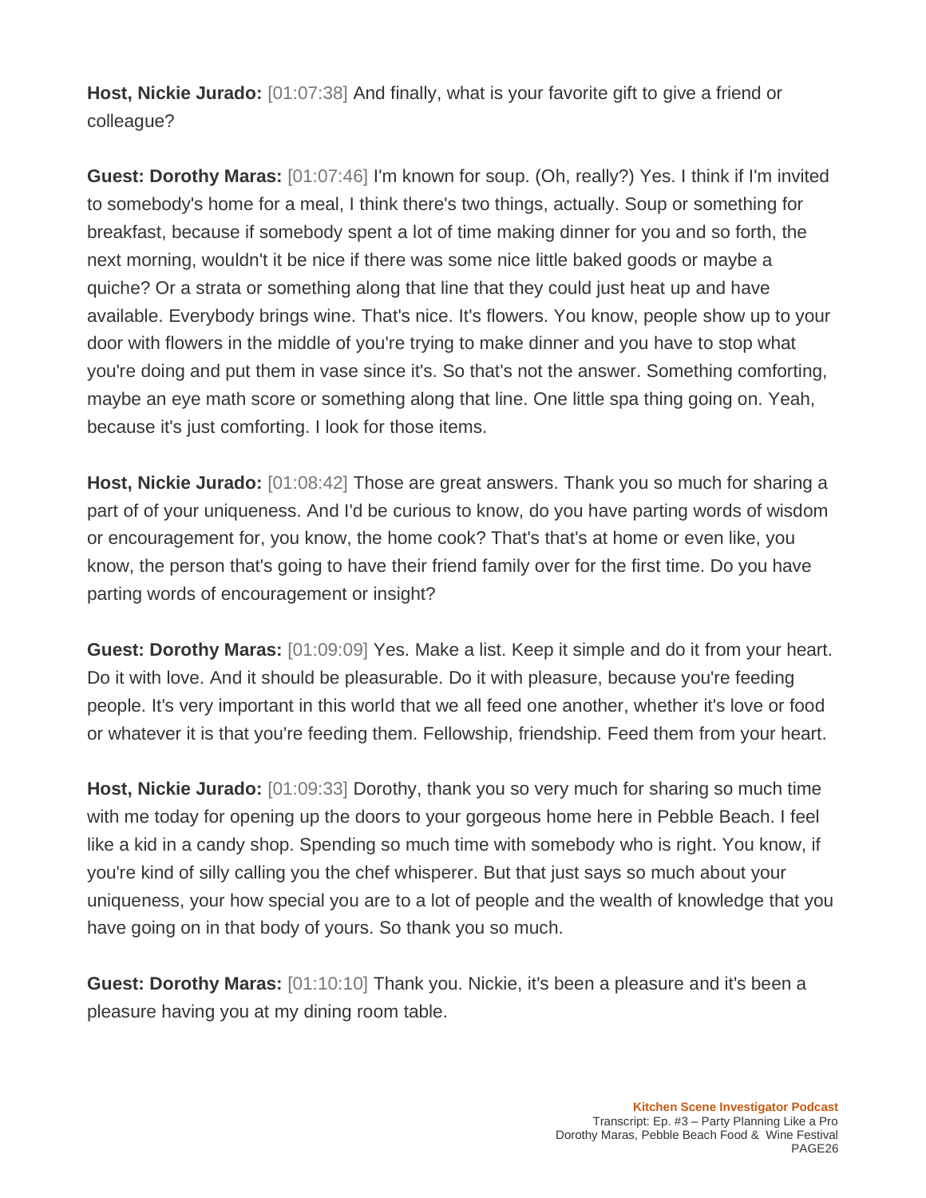**Host, Nickie Jurado:** [01:07:38] And finally, what is your favorite gift to give a friend or colleague?

**Guest: Dorothy Maras:** [01:07:46] I'm known for soup. (Oh, really?) Yes. I think if I'm invited to somebody's home for a meal, I think there's two things, actually. Soup or something for breakfast, because if somebody spent a lot of time making dinner for you and so forth, the next morning, wouldn't it be nice if there was some nice little baked goods or maybe a quiche? Or a strata or something along that line that they could just heat up and have available. Everybody brings wine. That's nice. It's flowers. You know, people show up to your door with flowers in the middle of you're trying to make dinner and you have to stop what you're doing and put them in vase since it's. So that's not the answer. Something comforting, maybe an eye math score or something along that line. One little spa thing going on. Yeah, because it's just comforting. I look for those items.

**Host, Nickie Jurado:** [01:08:42] Those are great answers. Thank you so much for sharing a part of of your uniqueness. And I'd be curious to know, do you have parting words of wisdom or encouragement for, you know, the home cook? That's that's at home or even like, you know, the person that's going to have their friend family over for the first time. Do you have parting words of encouragement or insight?

**Guest: Dorothy Maras:** [01:09:09] Yes. Make a list. Keep it simple and do it from your heart. Do it with love. And it should be pleasurable. Do it with pleasure, because you're feeding people. It's very important in this world that we all feed one another, whether it's love or food or whatever it is that you're feeding them. Fellowship, friendship. Feed them from your heart.

**Host, Nickie Jurado:** [01:09:33] Dorothy, thank you so very much for sharing so much time with me today for opening up the doors to your gorgeous home here in Pebble Beach. I feel like a kid in a candy shop. Spending so much time with somebody who is right. You know, if you're kind of silly calling you the chef whisperer. But that just says so much about your uniqueness, your how special you are to a lot of people and the wealth of knowledge that you have going on in that body of yours. So thank you so much.

**Guest: Dorothy Maras:** [01:10:10] Thank you. Nickie, it's been a pleasure and it's been a pleasure having you at my dining room table.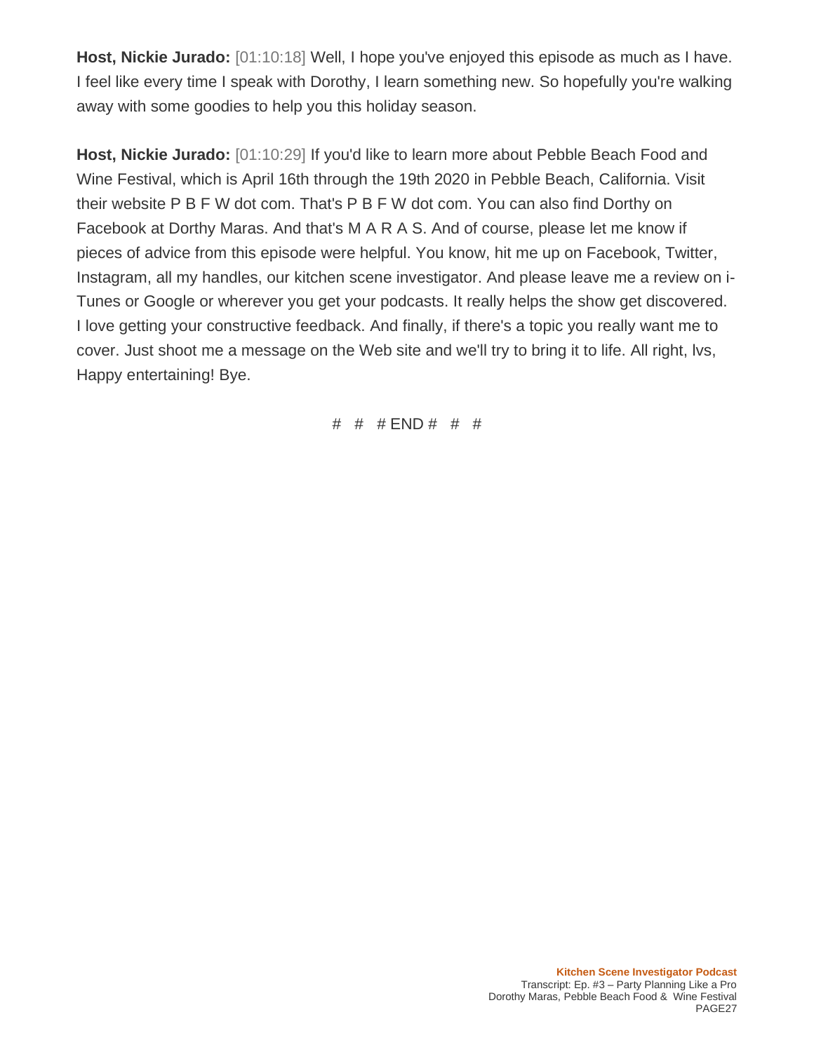**Host, Nickie Jurado:** [01:10:18] Well, I hope you've enjoyed this episode as much as I have. I feel like every time I speak with Dorothy, I learn something new. So hopefully you're walking away with some goodies to help you this holiday season.

**Host, Nickie Jurado:** [01:10:29] If you'd like to learn more about Pebble Beach Food and Wine Festival, which is April 16th through the 19th 2020 in Pebble Beach, California. Visit their website P B F W dot com. That's P B F W dot com. You can also find Dorthy on Facebook at Dorthy Maras. And that's M A R A S. And of course, please let me know if pieces of advice from this episode were helpful. You know, hit me up on Facebook, Twitter, Instagram, all my handles, our kitchen scene investigator. And please leave me a review on i-Tunes or Google or wherever you get your podcasts. It really helps the show get discovered. I love getting your constructive feedback. And finally, if there's a topic you really want me to cover. Just shoot me a message on the Web site and we'll try to bring it to life. All right, lvs, Happy entertaining! Bye.

# # # END # # #